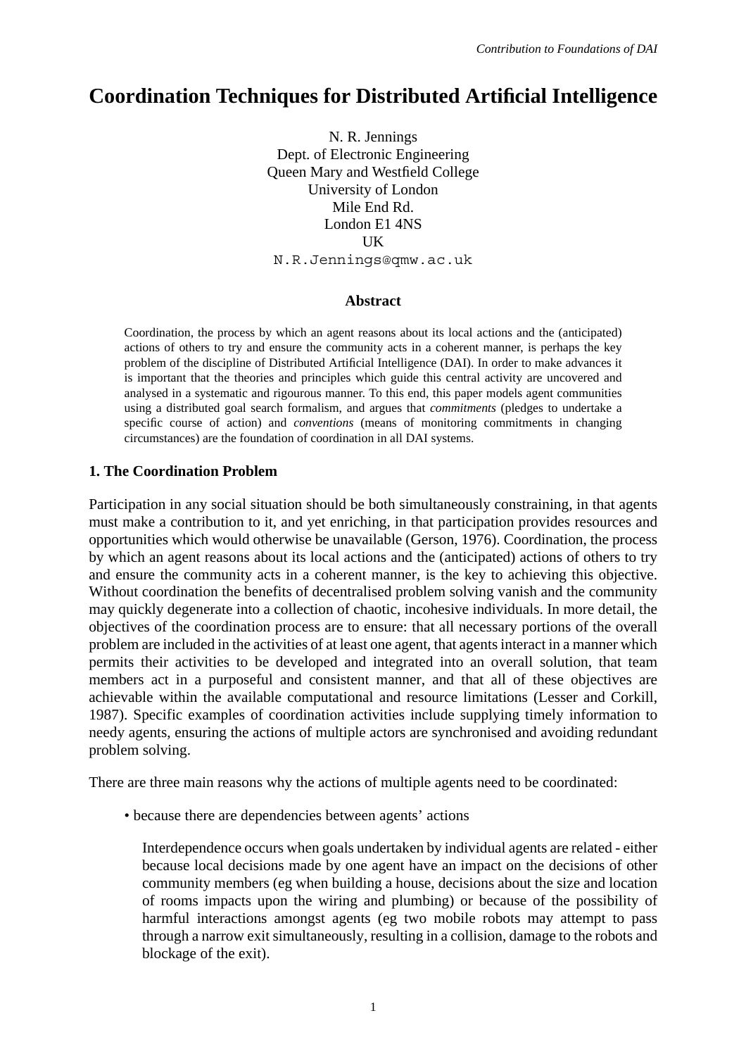# Coordination Techniques for Distributed Artificial Intelligence

N. R. Jennings
Dept. of Electronic Engineering
Queen Mary and Westfield College
University of London
Mile End Rd.
London E1 4NS
UK
N.R.Jennings@qmw.ac.uk

### Abstract

Coordination, the process by which an agent reasons about its local actions and the (anticipated) actions of others to try and ensure the community acts in a coherent manner, is perhaps the key problem of the discipline of Distributed Artificial Intelligence (DAI). In order to make advances it is important that the theories and principles which guide this central activity are uncovered and analysed in a systematic and rigourous manner. To this end, this paper models agent communities using a distributed goal search formalism, and argues that *commitments* (pledges to undertake a specific course of action) and *conventions* (means of monitoring commitments in changing circumstances) are the foundation of coordination in all DAI systems.

## 1. The Coordination Problem

Participation in any social situation should be both simultaneously constraining, in that agents must make a contribution to it, and yet enriching, in that participation provides resources and opportunities which would otherwise be unavailable (Gerson, 1976). Coordination, the process by which an agent reasons about its local actions and the (anticipated) actions of others to try and ensure the community acts in a coherent manner, is the key to achieving this objective. Without coordination the benefits of decentralised problem solving vanish and the community may quickly degenerate into a collection of chaotic, incohesive individuals. In more detail, the objectives of the coordination process are to ensure: that all necessary portions of the overall problem are included in the activities of at least one agent, that agents interact in a manner which permits their activities to be developed and integrated into an overall solution, that team members act in a purposeful and consistent manner, and that all of these objectives are achievable within the available computational and resource limitations (Lesser and Corkill, 1987). Specific examples of coordination activities include supplying timely information to needy agents, ensuring the actions of multiple actors are synchronised and avoiding redundant problem solving.

There are three main reasons why the actions of multiple agents need to be coordinated:

- because there are dependencies between agents' actions

  Interdependence occurs when goals undertaken by individual agents are related - either because local decisions made by one agent have an impact on the decisions of other community members (eg when building a house, decisions about the size and location of rooms impacts upon the wiring and plumbing) or because of the possibility of harmful interactions amongst agents (eg two mobile robots may attempt to pass through a narrow exit simultaneously, resulting in a collision, damage to the robots and blockage of the exit).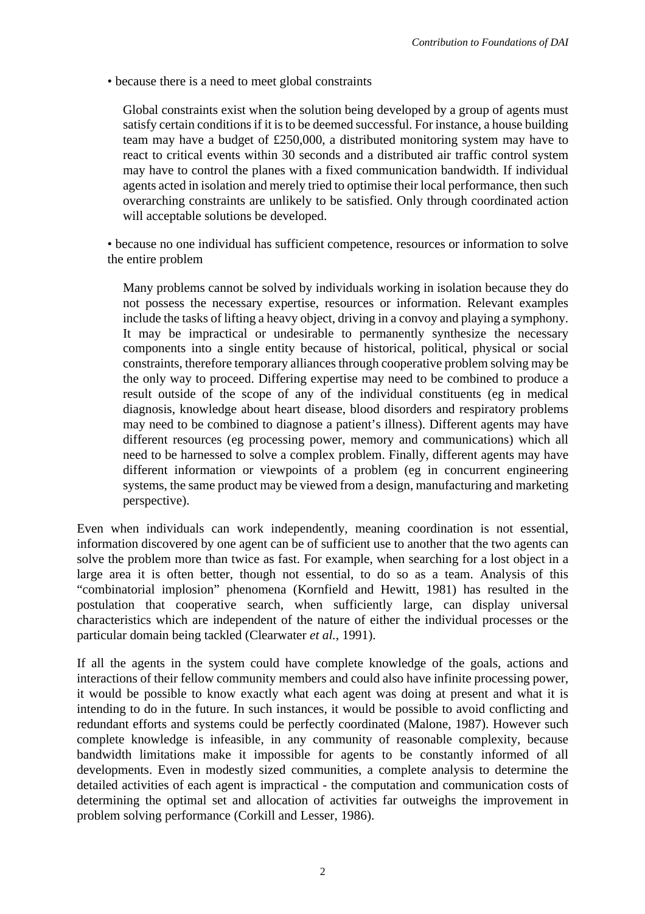- because there is a need to meet global constraints

  Global constraints exist when the solution being developed by a group of agents must satisfy certain conditions if it is to be deemed successful. For instance, a house building team may have a budget of £250,000, a distributed monitoring system may have to react to critical events within 30 seconds and a distributed air traffic control system may have to control the planes with a fixed communication bandwidth. If individual agents acted in isolation and merely tried to optimise their local performance, then such overarching constraints are unlikely to be satisfied. Only through coordinated action will acceptable solutions be developed.

- because no one individual has sufficient competence, resources or information to solve the entire problem

  Many problems cannot be solved by individuals working in isolation because they do not possess the necessary expertise, resources or information. Relevant examples include the tasks of lifting a heavy object, driving in a convoy and playing a symphony. It may be impractical or undesirable to permanently synthesize the necessary components into a single entity because of historical, political, physical or social constraints, therefore temporary alliances through cooperative problem solving may be the only way to proceed. Differing expertise may need to be combined to produce a result outside of the scope of any of the individual constituents (eg in medical diagnosis, knowledge about heart disease, blood disorders and respiratory problems may need to be combined to diagnose a patient's illness). Different agents may have different resources (eg processing power, memory and communications) which all need to be harnessed to solve a complex problem. Finally, different agents may have different information or viewpoints of a problem (eg in concurrent engineering systems, the same product may be viewed from a design, manufacturing and marketing perspective).

Even when individuals can work independently, meaning coordination is not essential, information discovered by one agent can be of sufficient use to another that the two agents can solve the problem more than twice as fast. For example, when searching for a lost object in a large area it is often better, though not essential, to do so as a team. Analysis of this "combinatorial implosion" phenomena (Kornfield and Hewitt, 1981) has resulted in the postulation that cooperative search, when sufficiently large, can display universal characteristics which are independent of the nature of either the individual processes or the particular domain being tackled (Clearwater *et al.*, 1991).

If all the agents in the system could have complete knowledge of the goals, actions and interactions of their fellow community members and could also have infinite processing power, it would be possible to know exactly what each agent was doing at present and what it is intending to do in the future. In such instances, it would be possible to avoid conflicting and redundant efforts and systems could be perfectly coordinated (Malone, 1987). However such complete knowledge is infeasible, in any community of reasonable complexity, because bandwidth limitations make it impossible for agents to be constantly informed of all developments. Even in modestly sized communities, a complete analysis to determine the detailed activities of each agent is impractical - the computation and communication costs of determining the optimal set and allocation of activities far outweighs the improvement in problem solving performance (Corkill and Lesser, 1986).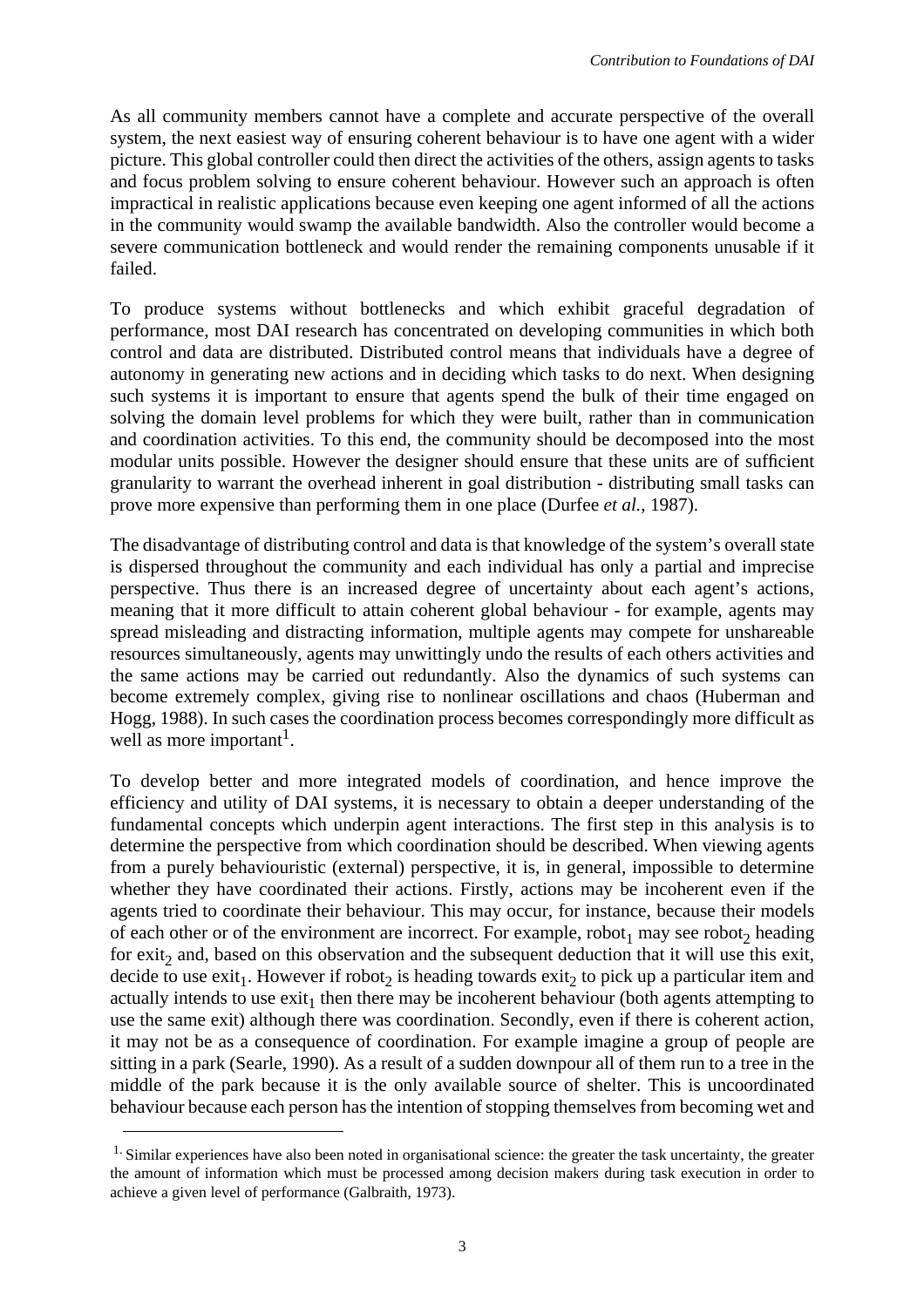As all community members cannot have a complete and accurate perspective of the overall system, the next easiest way of ensuring coherent behaviour is to have one agent with a wider picture. This global controller could then direct the activities of the others, assign agents to tasks and focus problem solving to ensure coherent behaviour. However such an approach is often impractical in realistic applications because even keeping one agent informed of all the actions in the community would swamp the available bandwidth. Also the controller would become a severe communication bottleneck and would render the remaining components unusable if it failed.

To produce systems without bottlenecks and which exhibit graceful degradation of performance, most DAI research has concentrated on developing communities in which both control and data are distributed. Distributed control means that individuals have a degree of autonomy in generating new actions and in deciding which tasks to do next. When designing such systems it is important to ensure that agents spend the bulk of their time engaged on solving the domain level problems for which they were built, rather than in communication and coordination activities. To this end, the community should be decomposed into the most modular units possible. However the designer should ensure that these units are of sufficient granularity to warrant the overhead inherent in goal distribution - distributing small tasks can prove more expensive than performing them in one place (Durfee *et al.*, 1987).

The disadvantage of distributing control and data is that knowledge of the system's overall state is dispersed throughout the community and each individual has only a partial and imprecise perspective. Thus there is an increased degree of uncertainty about each agent's actions, meaning that it more difficult to attain coherent global behaviour - for example, agents may spread misleading and distracting information, multiple agents may compete for unshareable resources simultaneously, agents may unwittingly undo the results of each others activities and the same actions may be carried out redundantly. Also the dynamics of such systems can become extremely complex, giving rise to nonlinear oscillations and chaos (Huberman and Hogg, 1988). In such cases the coordination process becomes correspondingly more difficult as well as more important[1].

To develop better and more integrated models of coordination, and hence improve the efficiency and utility of DAI systems, it is necessary to obtain a deeper understanding of the fundamental concepts which underpin agent interactions. The first step in this analysis is to determine the perspective from which coordination should be described. When viewing agents from a purely behaviouristic (external) perspective, it is, in general, impossible to determine whether they have coordinated their actions. Firstly, actions may be incoherent even if the agents tried to coordinate their behaviour. This may occur, for instance, because their models of each other or of the environment are incorrect. For example, $robot_1$ may see $robot_2$ heading for $exit_2$ and, based on this observation and the subsequent deduction that it will use this exit, decide to use $exit_1$. However if $robot_2$ is heading towards $exit_2$ to pick up a particular item and actually intends to use $exit_1$ then there may be incoherent behaviour (both agents attempting to use the same exit) although there was coordination. Secondly, even if there is coherent action, it may not be as a consequence of coordination. For example imagine a group of people are sitting in a park (Searle, 1990). As a result of a sudden downpour all of them run to a tree in the middle of the park because it is the only available source of shelter. This is uncoordinated behaviour because each person has the intention of stopping themselves from becoming wet and

[1] Similar experiences have also been noted in organisational science: the greater the task uncertainty, the greater the amount of information which must be processed among decision makers during task execution in order to achieve a given level of performance (Galbraith, 1973).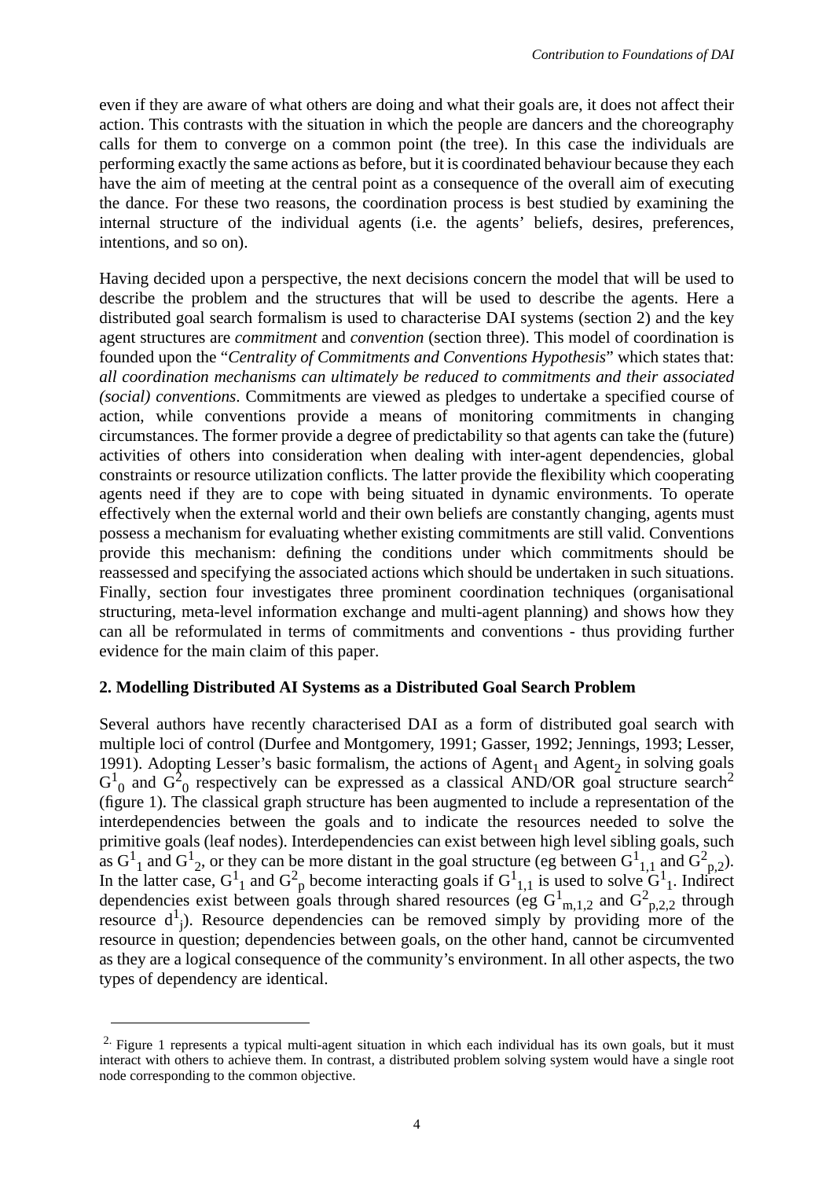even if they are aware of what others are doing and what their goals are, it does not affect their action. This contrasts with the situation in which the people are dancers and the choreography calls for them to converge on a common point (the tree). In this case the individuals are performing exactly the same actions as before, but it is coordinated behaviour because they each have the aim of meeting at the central point as a consequence of the overall aim of executing the dance. For these two reasons, the coordination process is best studied by examining the internal structure of the individual agents (i.e. the agents' beliefs, desires, preferences, intentions, and so on).

Having decided upon a perspective, the next decisions concern the model that will be used to describe the problem and the structures that will be used to describe the agents. Here a distributed goal search formalism is used to characterise DAI systems (section 2) and the key agent structures are *commitment* and *convention* (section three). This model of coordination is founded upon the "*Centrality of Commitments and Conventions Hypothesis*" which states that: *all coordination mechanisms can ultimately be reduced to commitments and their associated (social) conventions*. Commitments are viewed as pledges to undertake a specified course of action, while conventions provide a means of monitoring commitments in changing circumstances. The former provide a degree of predictability so that agents can take the (future) activities of others into consideration when dealing with inter-agent dependencies, global constraints or resource utilization conflicts. The latter provide the flexibility which cooperating agents need if they are to cope with being situated in dynamic environments. To operate effectively when the external world and their own beliefs are constantly changing, agents must possess a mechanism for evaluating whether existing commitments are still valid. Conventions provide this mechanism: defining the conditions under which commitments should be reassessed and specifying the associated actions which should be undertaken in such situations. Finally, section four investigates three prominent coordination techniques (organisational structuring, meta-level information exchange and multi-agent planning) and shows how they can all be reformulated in terms of commitments and conventions - thus providing further evidence for the main claim of this paper.

## 2. Modelling Distributed AI Systems as a Distributed Goal Search Problem

Several authors have recently characterised DAI as a form of distributed goal search with multiple loci of control (Durfee and Montgomery, 1991; Gasser, 1992; Jennings, 1993; Lesser, 1991). Adopting Lesser's basic formalism, the actions of $Agent_1$ and $Agent_2$ in solving goals $G^1_0$ and $G^2_0$ respectively can be expressed as a classical AND/OR goal structure search[2] (figure 1). The classical graph structure has been augmented to include a representation of the interdependencies between the goals and to indicate the resources needed to solve the primitive goals (leaf nodes). Interdependencies can exist between high level sibling goals, such as $G^1_1$ and $G^1_2$, or they can be more distant in the goal structure (eg between $G^1_{1,1}$ and $G^2_{p,2}$). In the latter case, $G^1_1$ and $G^2_p$ become interacting goals if $G^1_{1,1}$ is used to solve $G^1_1$. Indirect dependencies exist between goals through shared resources (eg $G^1_{m,1,2}$ and $G^2_{p,2,2}$ through resource $d^1_j$). Resource dependencies can be removed simply by providing more of the resource in question; dependencies between goals, on the other hand, cannot be circumvented as they are a logical consequence of the community's environment. In all other aspects, the two types of dependency are identical.

---

[2] Figure 1 represents a typical multi-agent situation in which each individual has its own goals, but it must interact with others to achieve them. In contrast, a distributed problem solving system would have a single root node corresponding to the common objective.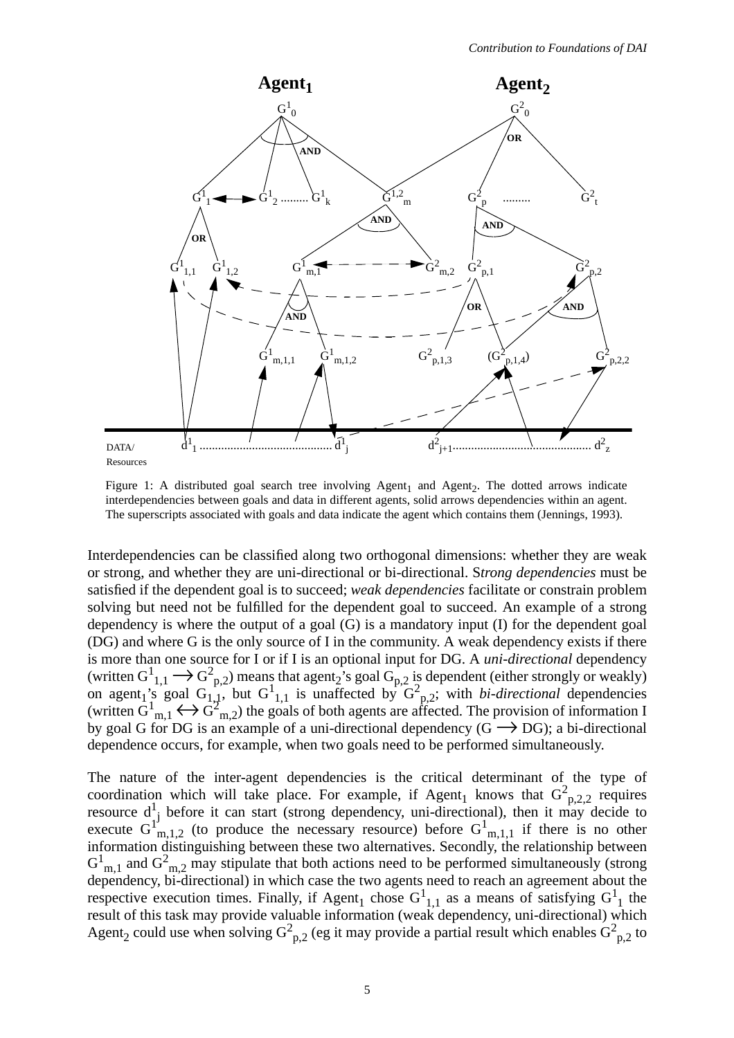Figure 1: A distributed goal search tree involving $Agent_1$ and $Agent_2$. The dotted arrows indicate interdependencies between goals and data in different agents, solid arrows dependencies within an agent. The superscripts associated with goals and data indicate the agent which contains them (Jennings, 1993).

Interdependencies can be classified along two orthogonal dimensions: whether they are weak or strong, and whether they are uni-directional or bi-directional. S*trong dependencies* must be satisfied if the dependent goal is to succeed; *weak dependencies* facilitate or constrain problem solving but need not be fulfilled for the dependent goal to succeed. An example of a strong dependency is where the output of a goal (G) is a mandatory input (I) for the dependent goal (DG) and where G is the only source of I in the community. A weak dependency exists if there is more than one source for I or if I is an optional input for DG. A *uni-directional* dependency (written $G^1_{1,1} \longrightarrow G^2_{p,2}$) means that $agent_2$'s goal $G_{p,2}$ is dependent (either strongly or weakly) on $agent_1$'s goal $G_{1,1}$, but $G^1_{1,1}$ is unaffected by $G^2_{p,2}$; with *bi-directional* dependencies (written $G^1_{m,1} \longleftrightarrow G^2_{m,2}$) the goals of both agents are affected. The provision of information I by goal G for DG is an example of a uni-directional dependency ($G \longrightarrow DG$); a bi-directional dependence occurs, for example, when two goals need to be performed simultaneously.

The nature of the inter-agent dependencies is the critical determinant of the type of coordination which will take place. For example, if $Agent_1$ knows that $G^2_{p,2,2}$ requires resource $d^1_j$ before it can start (strong dependency, uni-directional), then it may decide to execute $G^1_{m,1,2}$ (to produce the necessary resource) before $G^1_{m,1,1}$ if there is no other information distinguishing between these two alternatives. Secondly, the relationship between $G^1_{m,1}$ and $G^2_{m,2}$ may stipulate that both actions need to be performed simultaneously (strong dependency, bi-directional) in which case the two agents need to reach an agreement about the respective execution times. Finally, if $Agent_1$ chose $G^1_{1,1}$ as a means of satisfying $G^1_1$ the result of this task may provide valuable information (weak dependency, uni-directional) which $Agent_2$ could use when solving $G^2_{p,2}$ (eg it may provide a partial result which enables $G^2_{p,2}$ to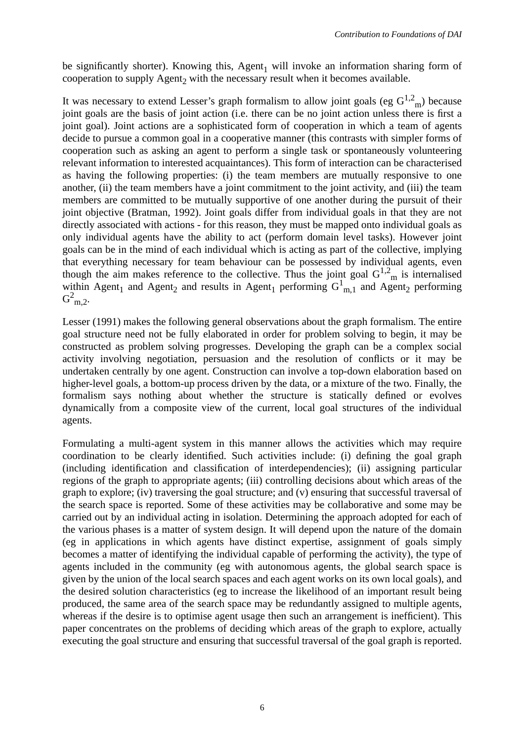be significantly shorter). Knowing this, $Agent_1$ will invoke an information sharing form of cooperation to supply $Agent_2$ with the necessary result when it becomes available.

It was necessary to extend Lesser's graph formalism to allow joint goals (eg $G^{1,2}_{m}$) because joint goals are the basis of joint action (i.e. there can be no joint action unless there is first a joint goal). Joint actions are a sophisticated form of cooperation in which a team of agents decide to pursue a common goal in a cooperative manner (this contrasts with simpler forms of cooperation such as asking an agent to perform a single task or spontaneously volunteering relevant information to interested acquaintances). This form of interaction can be characterised as having the following properties: (i) the team members are mutually responsive to one another, (ii) the team members have a joint commitment to the joint activity, and (iii) the team members are committed to be mutually supportive of one another during the pursuit of their joint objective (Bratman, 1992). Joint goals differ from individual goals in that they are not directly associated with actions - for this reason, they must be mapped onto individual goals as only individual agents have the ability to act (perform domain level tasks). However joint goals can be in the mind of each individual which is acting as part of the collective, implying that everything necessary for team behaviour can be possessed by individual agents, even though the aim makes reference to the collective. Thus the joint goal $G^{1,2}_{m}$ is internalised within $Agent_1$ and $Agent_2$ and results in $Agent_1$ performing $G^{1}_{m,1}$ and $Agent_2$ performing $G^{2}_{m,2}$.

Lesser (1991) makes the following general observations about the graph formalism. The entire goal structure need not be fully elaborated in order for problem solving to begin, it may be constructed as problem solving progresses. Developing the graph can be a complex social activity involving negotiation, persuasion and the resolution of conflicts or it may be undertaken centrally by one agent. Construction can involve a top-down elaboration based on higher-level goals, a bottom-up process driven by the data, or a mixture of the two. Finally, the formalism says nothing about whether the structure is statically defined or evolves dynamically from a composite view of the current, local goal structures of the individual agents.

Formulating a multi-agent system in this manner allows the activities which may require coordination to be clearly identified. Such activities include: (i) defining the goal graph (including identification and classification of interdependencies); (ii) assigning particular regions of the graph to appropriate agents; (iii) controlling decisions about which areas of the graph to explore; (iv) traversing the goal structure; and (v) ensuring that successful traversal of the search space is reported. Some of these activities may be collaborative and some may be carried out by an individual acting in isolation. Determining the approach adopted for each of the various phases is a matter of system design. It will depend upon the nature of the domain (eg in applications in which agents have distinct expertise, assignment of goals simply becomes a matter of identifying the individual capable of performing the activity), the type of agents included in the community (eg with autonomous agents, the global search space is given by the union of the local search spaces and each agent works on its own local goals), and the desired solution characteristics (eg to increase the likelihood of an important result being produced, the same area of the search space may be redundantly assigned to multiple agents, whereas if the desire is to optimise agent usage then such an arrangement is inefficient). This paper concentrates on the problems of deciding which areas of the graph to explore, actually executing the goal structure and ensuring that successful traversal of the goal graph is reported.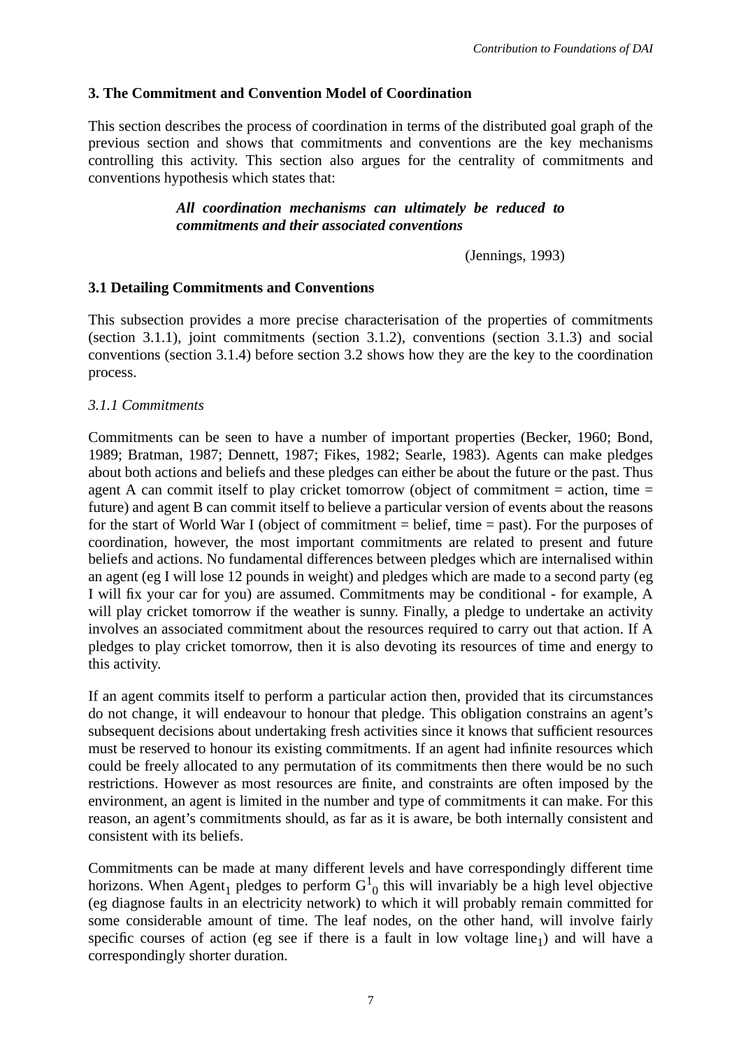## 3. The Commitment and Convention Model of Coordination

This section describes the process of coordination in terms of the distributed goal graph of the previous section and shows that commitments and conventions are the key mechanisms controlling this activity. This section also argues for the centrality of commitments and conventions hypothesis which states that:

> ***All coordination mechanisms can ultimately be reduced to commitments and their associated conventions***
>
> (Jennings, 1993)

### 3.1 Detailing Commitments and Conventions

This subsection provides a more precise characterisation of the properties of commitments (section 3.1.1), joint commitments (section 3.1.2), conventions (section 3.1.3) and social conventions (section 3.1.4) before section 3.2 shows how they are the key to the coordination process.

#### *3.1.1 Commitments*

Commitments can be seen to have a number of important properties (Becker, 1960; Bond, 1989; Bratman, 1987; Dennett, 1987; Fikes, 1982; Searle, 1983). Agents can make pledges about both actions and beliefs and these pledges can either be about the future or the past. Thus agent A can commit itself to play cricket tomorrow (object of commitment = action, time = future) and agent B can commit itself to believe a particular version of events about the reasons for the start of World War I (object of commitment = belief, time = past). For the purposes of coordination, however, the most important commitments are related to present and future beliefs and actions. No fundamental differences between pledges which are internalised within an agent (eg I will lose 12 pounds in weight) and pledges which are made to a second party (eg I will fix your car for you) are assumed. Commitments may be conditional - for example, A will play cricket tomorrow if the weather is sunny. Finally, a pledge to undertake an activity involves an associated commitment about the resources required to carry out that action. If A pledges to play cricket tomorrow, then it is also devoting its resources of time and energy to this activity.

If an agent commits itself to perform a particular action then, provided that its circumstances do not change, it will endeavour to honour that pledge. This obligation constrains an agent's subsequent decisions about undertaking fresh activities since it knows that sufficient resources must be reserved to honour its existing commitments. If an agent had infinite resources which could be freely allocated to any permutation of its commitments then there would be no such restrictions. However as most resources are finite, and constraints are often imposed by the environment, an agent is limited in the number and type of commitments it can make. For this reason, an agent's commitments should, as far as it is aware, be both internally consistent and consistent with its beliefs.

Commitments can be made at many different levels and have correspondingly different time horizons. When $Agent_1$ pledges to perform $G^1_0$ this will invariably be a high level objective (eg diagnose faults in an electricity network) to which it will probably remain committed for some considerable amount of time. The leaf nodes, on the other hand, will involve fairly specific courses of action (eg see if there is a fault in low voltage $line_1$) and will have a correspondingly shorter duration.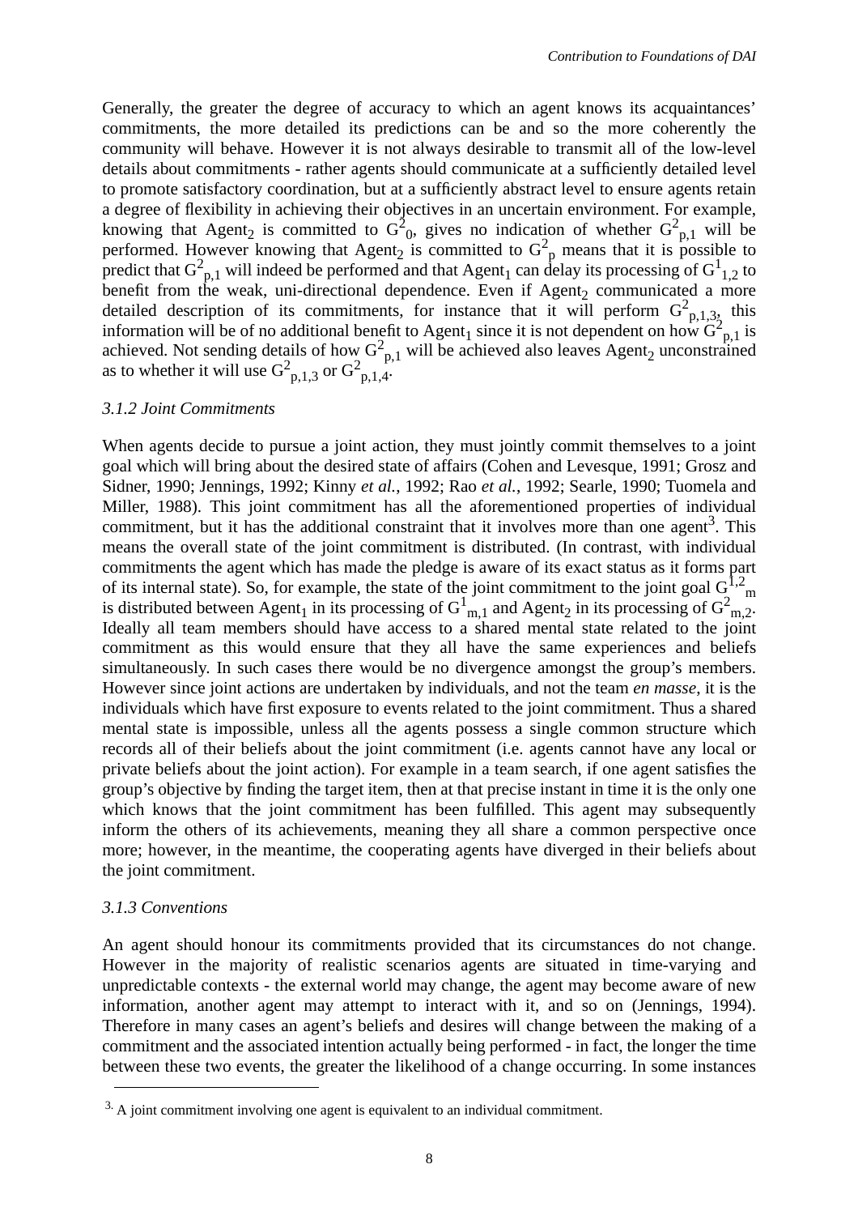Generally, the greater the degree of accuracy to which an agent knows its acquaintances' commitments, the more detailed its predictions can be and so the more coherently the community will behave. However it is not always desirable to transmit all of the low-level details about commitments - rather agents should communicate at a sufficiently detailed level to promote satisfactory coordination, but at a sufficiently abstract level to ensure agents retain a degree of flexibility in achieving their objectives in an uncertain environment. For example, knowing that $Agent_2$ is committed to $G^2_0$, gives no indication of whether $G^2_{p,1}$ will be performed. However knowing that $Agent_2$ is committed to $G^2_p$ means that it is possible to predict that $G^2_{p,1}$ will indeed be performed and that $Agent_1$ can delay its processing of $G^1_{1,2}$ to benefit from the weak, uni-directional dependence. Even if $Agent_2$ communicated a more detailed description of its commitments, for instance that it will perform $G^2_{p,1,3}$, this information will be of no additional benefit to $Agent_1$ since it is not dependent on how $G^2_{p,1}$ is achieved. Not sending details of how $G^2_{p,1}$ will be achieved also leaves $Agent_2$ unconstrained as to whether it will use $G^2_{p,1,3}$ or $G^2_{p,1,4}$.

### *3.1.2 Joint Commitments*

When agents decide to pursue a joint action, they must jointly commit themselves to a joint goal which will bring about the desired state of affairs (Cohen and Levesque, 1991; Grosz and Sidner, 1990; Jennings, 1992; Kinny *et al.*, 1992; Rao *et al.*, 1992; Searle, 1990; Tuomela and Miller, 1988). This joint commitment has all the aforementioned properties of individual commitment, but it has the additional constraint that it involves more than one agent[3]. This means the overall state of the joint commitment is distributed. (In contrast, with individual commitments the agent which has made the pledge is aware of its exact status as it forms part of its internal state). So, for example, the state of the joint commitment to the joint goal $G^{1,2}_m$ is distributed between $Agent_1$ in its processing of $G^1_{m,1}$ and $Agent_2$ in its processing of $G^2_{m,2}$. Ideally all team members should have access to a shared mental state related to the joint commitment as this would ensure that they all have the same experiences and beliefs simultaneously. In such cases there would be no divergence amongst the group's members. However since joint actions are undertaken by individuals, and not the team *en masse*, it is the individuals which have first exposure to events related to the joint commitment. Thus a shared mental state is impossible, unless all the agents possess a single common structure which records all of their beliefs about the joint commitment (i.e. agents cannot have any local or private beliefs about the joint action). For example in a team search, if one agent satisfies the group's objective by finding the target item, then at that precise instant in time it is the only one which knows that the joint commitment has been fulfilled. This agent may subsequently inform the others of its achievements, meaning they all share a common perspective once more; however, in the meantime, the cooperating agents have diverged in their beliefs about the joint commitment.

### *3.1.3 Conventions*

An agent should honour its commitments provided that its circumstances do not change. However in the majority of realistic scenarios agents are situated in time-varying and unpredictable contexts - the external world may change, the agent may become aware of new information, another agent may attempt to interact with it, and so on (Jennings, 1994). Therefore in many cases an agent's beliefs and desires will change between the making of a commitment and the associated intention actually being performed - in fact, the longer the time between these two events, the greater the likelihood of a change occurring. In some instances

---

[3] A joint commitment involving one agent is equivalent to an individual commitment.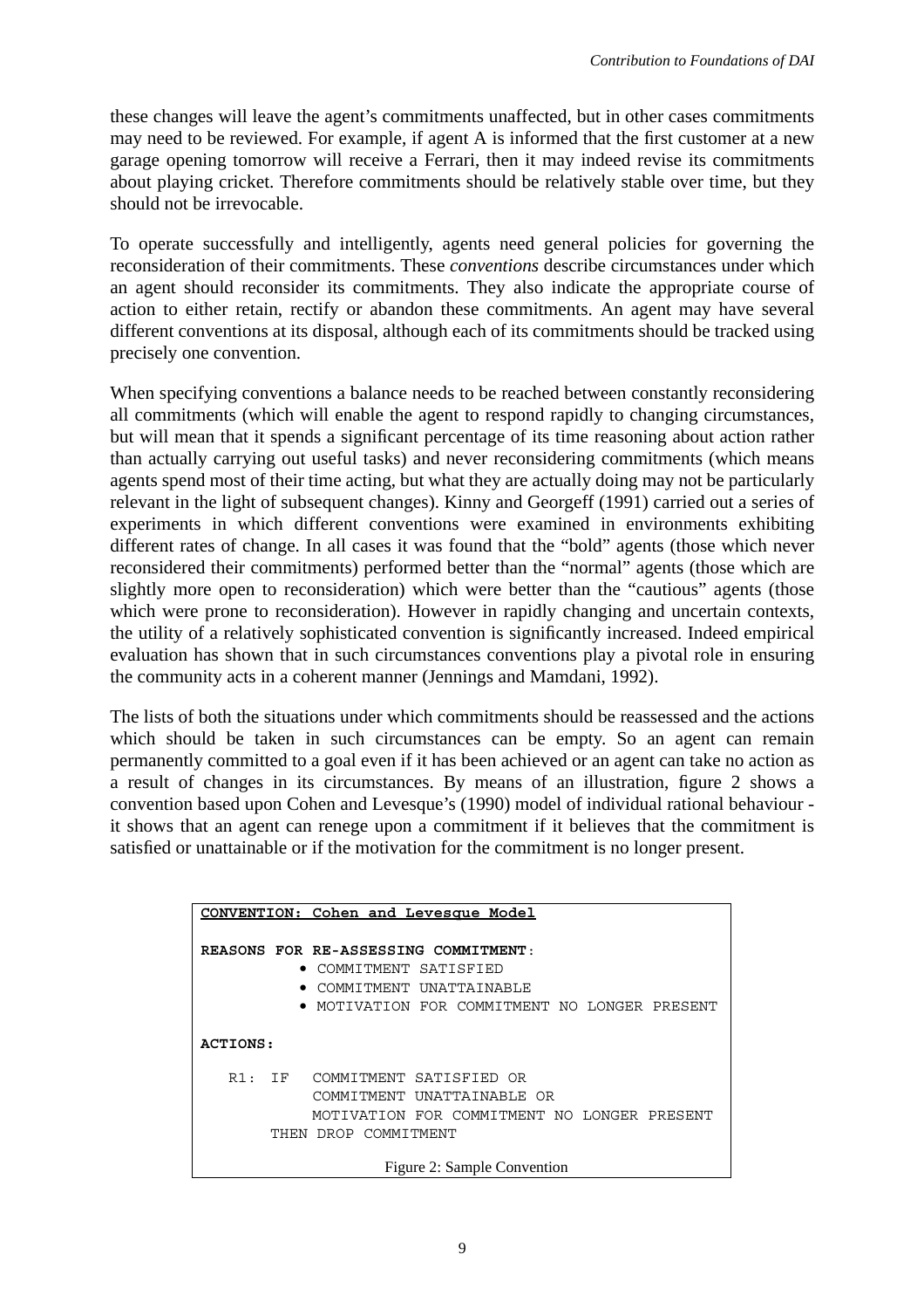these changes will leave the agent's commitments unaffected, but in other cases commitments may need to be reviewed. For example, if agent A is informed that the first customer at a new garage opening tomorrow will receive a Ferrari, then it may indeed revise its commitments about playing cricket. Therefore commitments should be relatively stable over time, but they should not be irrevocable.

To operate successfully and intelligently, agents need general policies for governing the reconsideration of their commitments. These *conventions* describe circumstances under which an agent should reconsider its commitments. They also indicate the appropriate course of action to either retain, rectify or abandon these commitments. An agent may have several different conventions at its disposal, although each of its commitments should be tracked using precisely one convention.

When specifying conventions a balance needs to be reached between constantly reconsidering all commitments (which will enable the agent to respond rapidly to changing circumstances, but will mean that it spends a significant percentage of its time reasoning about action rather than actually carrying out useful tasks) and never reconsidering commitments (which means agents spend most of their time acting, but what they are actually doing may not be particularly relevant in the light of subsequent changes). Kinny and Georgeff (1991) carried out a series of experiments in which different conventions were examined in environments exhibiting different rates of change. In all cases it was found that the "bold" agents (those which never reconsidered their commitments) performed better than the "normal" agents (those which are slightly more open to reconsideration) which were better than the "cautious" agents (those which were prone to reconsideration). However in rapidly changing and uncertain contexts, the utility of a relatively sophisticated convention is significantly increased. Indeed empirical evaluation has shown that in such circumstances conventions play a pivotal role in ensuring the community acts in a coherent manner (Jennings and Mamdani, 1992).

The lists of both the situations under which commitments should be reassessed and the actions which should be taken in such circumstances can be empty. So an agent can remain permanently committed to a goal even if it has been achieved or an agent can take no action as a result of changes in its circumstances. By means of an illustration, figure 2 shows a convention based upon Cohen and Levesque's (1990) model of individual rational behaviour - it shows that an agent can renege upon a commitment if it believes that the commitment is satisfied or unattainable or if the motivation for the commitment is no longer present.

```
CONVENTION: Cohen and Levesque Model

REASONS FOR RE-ASSESSING COMMITMENT:
        • COMMITMENT SATISFIED
        • COMMITMENT UNATTAINABLE
        • MOTIVATION FOR COMMITMENT NO LONGER PRESENT

ACTIONS:

  R1: IF  COMMITMENT SATISFIED OR
          COMMITMENT UNATTAINABLE OR
          MOTIVATION FOR COMMITMENT NO LONGER PRESENT
      THEN DROP COMMITMENT
```

Figure 2: Sample Convention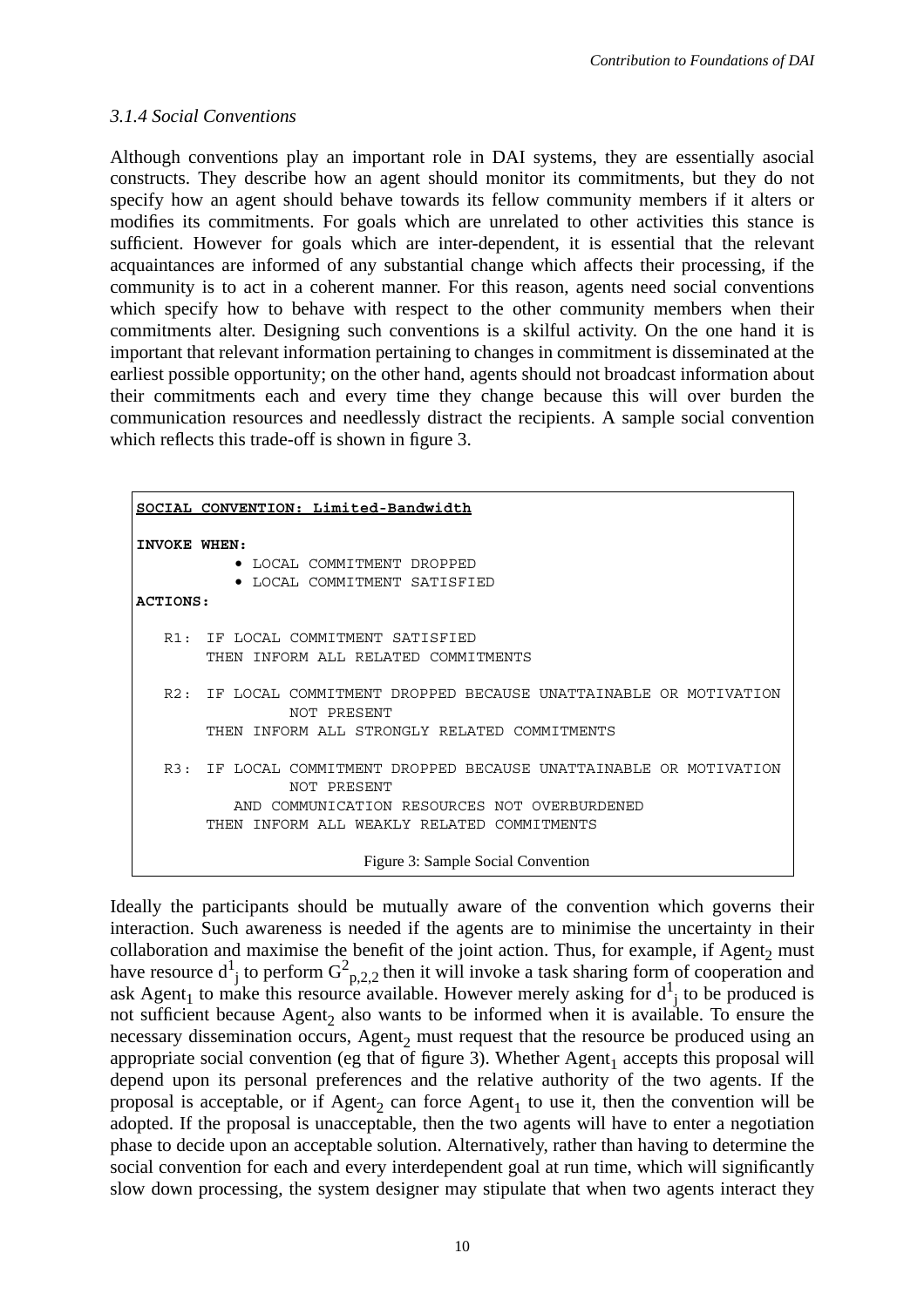### *3.1.4 Social Conventions*

Although conventions play an important role in DAI systems, they are essentially asocial constructs. They describe how an agent should monitor its commitments, but they do not specify how an agent should behave towards its fellow community members if it alters or modifies its commitments. For goals which are unrelated to other activities this stance is sufficient. However for goals which are inter-dependent, it is essential that the relevant acquaintances are informed of any substantial change which affects their processing, if the community is to act in a coherent manner. For this reason, agents need social conventions which specify how to behave with respect to the other community members when their commitments alter. Designing such conventions is a skilful activity. On the one hand it is important that relevant information pertaining to changes in commitment is disseminated at the earliest possible opportunity; on the other hand, agents should not broadcast information about their commitments each and every time they change because this will over burden the communication resources and needlessly distract the recipients. A sample social convention which reflects this trade-off is shown in figure 3.

```
SOCIAL CONVENTION: Limited-Bandwidth

INVOKE WHEN:
          • LOCAL COMMITMENT DROPPED
          • LOCAL COMMITMENT SATISFIED
ACTIONS:

   R1:  IF LOCAL COMMITMENT SATISFIED
        THEN INFORM ALL RELATED COMMITMENTS

   R2:  IF LOCAL COMMITMENT DROPPED BECAUSE UNATTAINABLE OR MOTIVATION
                 NOT PRESENT
        THEN INFORM ALL STRONGLY RELATED COMMITMENTS

   R3:  IF LOCAL COMMITMENT DROPPED BECAUSE UNATTAINABLE OR MOTIVATION
                 NOT PRESENT
           AND COMMUNICATION RESOURCES NOT OVERBURDENED
        THEN INFORM ALL WEAKLY RELATED COMMITMENTS
```

Figure 3: Sample Social Convention

Ideally the participants should be mutually aware of the convention which governs their interaction. Such awareness is needed if the agents are to minimise the uncertainty in their collaboration and maximise the benefit of the joint action. Thus, for example, if $\text{Agent}_2$ must have resource $d^1_j$ to perform $G^2_{p,2,2}$ then it will invoke a task sharing form of cooperation and ask $\text{Agent}_1$ to make this resource available. However merely asking for $d^1_j$ to be produced is not sufficient because $\text{Agent}_2$ also wants to be informed when it is available. To ensure the necessary dissemination occurs, $\text{Agent}_2$ must request that the resource be produced using an appropriate social convention (eg that of figure 3). Whether $\text{Agent}_1$ accepts this proposal will depend upon its personal preferences and the relative authority of the two agents. If the proposal is acceptable, or if $\text{Agent}_2$ can force $\text{Agent}_1$ to use it, then the convention will be adopted. If the proposal is unacceptable, then the two agents will have to enter a negotiation phase to decide upon an acceptable solution. Alternatively, rather than having to determine the social convention for each and every interdependent goal at run time, which will significantly slow down processing, the system designer may stipulate that when two agents interact they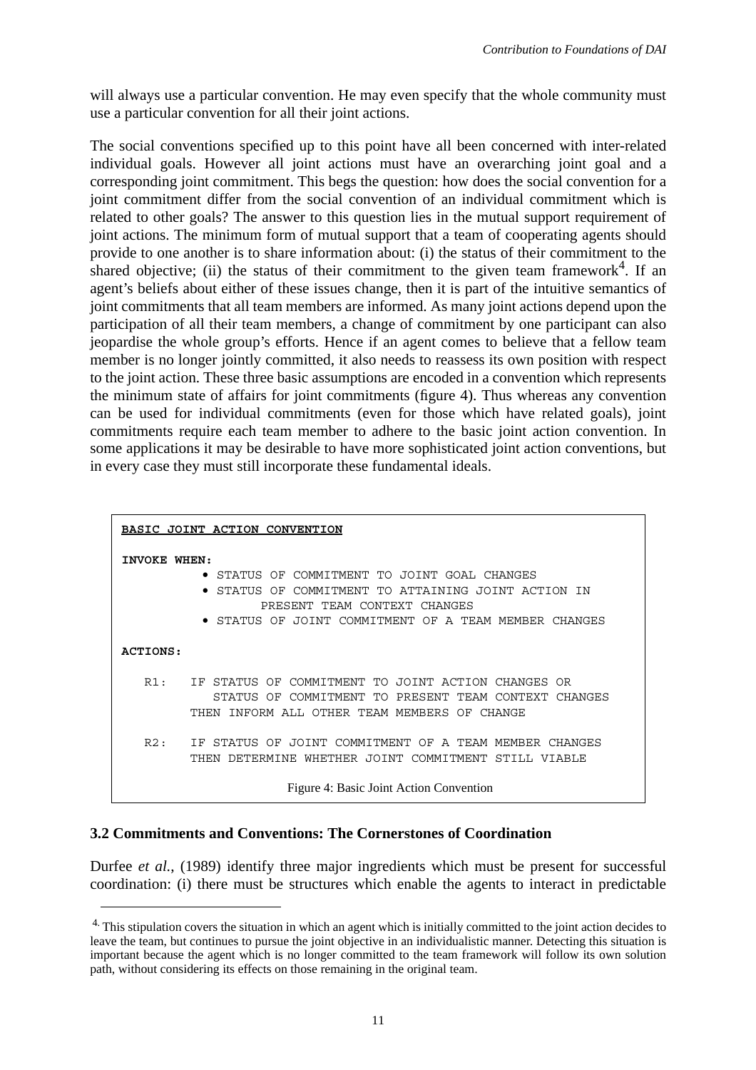will always use a particular convention. He may even specify that the whole community must use a particular convention for all their joint actions.

The social conventions specified up to this point have all been concerned with inter-related individual goals. However all joint actions must have an overarching joint goal and a corresponding joint commitment. This begs the question: how does the social convention for a joint commitment differ from the social convention of an individual commitment which is related to other goals? The answer to this question lies in the mutual support requirement of joint actions. The minimum form of mutual support that a team of cooperating agents should provide to one another is to share information about: (i) the status of their commitment to the shared objective; (ii) the status of their commitment to the given team framework[4]. If an agent's beliefs about either of these issues change, then it is part of the intuitive semantics of joint commitments that all team members are informed. As many joint actions depend upon the participation of all their team members, a change of commitment by one participant can also jeopardise the whole group's efforts. Hence if an agent comes to believe that a fellow team member is no longer jointly committed, it also needs to reassess its own position with respect to the joint action. These three basic assumptions are encoded in a convention which represents the minimum state of affairs for joint commitments (figure 4). Thus whereas any convention can be used for individual commitments (even for those which have related goals), joint commitments require each team member to adhere to the basic joint action convention. In some applications it may be desirable to have more sophisticated joint action conventions, but in every case they must still incorporate these fundamental ideals.

```
BASIC JOINT ACTION CONVENTION

INVOKE WHEN:
          • STATUS OF COMMITMENT TO JOINT GOAL CHANGES
          • STATUS OF COMMITMENT TO ATTAINING JOINT ACTION IN
                 PRESENT TEAM CONTEXT CHANGES
          • STATUS OF JOINT COMMITMENT OF A TEAM MEMBER CHANGES

ACTIONS:

   R1:   IF STATUS OF COMMITMENT TO JOINT ACTION CHANGES OR
            STATUS OF COMMITMENT TO PRESENT TEAM CONTEXT CHANGES
         THEN INFORM ALL OTHER TEAM MEMBERS OF CHANGE

   R2:   IF STATUS OF JOINT COMMITMENT OF A TEAM MEMBER CHANGES
         THEN DETERMINE WHETHER JOINT COMMITMENT STILL VIABLE
```

Figure 4: Basic Joint Action Convention

### 3.2 Commitments and Conventions: The Cornerstones of Coordination

Durfee *et al.*, (1989) identify three major ingredients which must be present for successful coordination: (i) there must be structures which enable the agents to interact in predictable

[4] This stipulation covers the situation in which an agent which is initially committed to the joint action decides to leave the team, but continues to pursue the joint objective in an individualistic manner. Detecting this situation is important because the agent which is no longer committed to the team framework will follow its own solution path, without considering its effects on those remaining in the original team.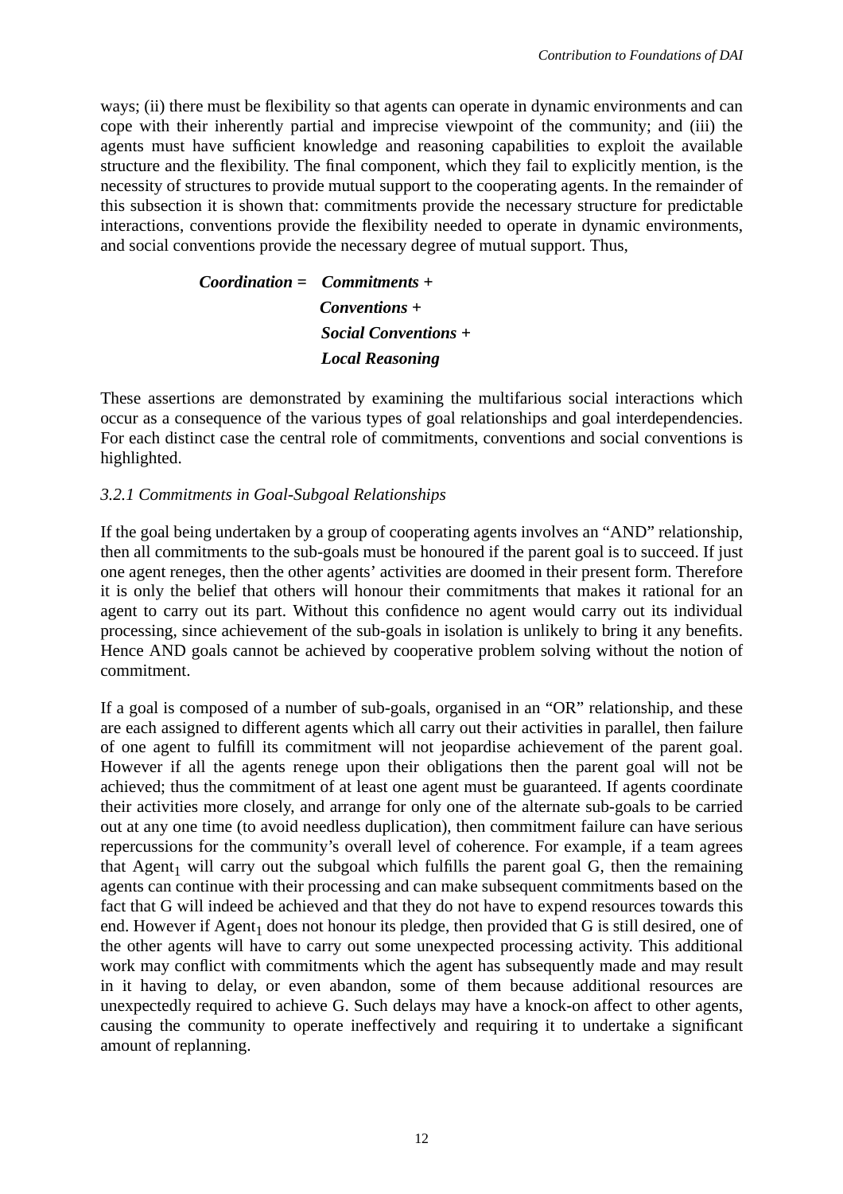ways; (ii) there must be flexibility so that agents can operate in dynamic environments and can cope with their inherently partial and imprecise viewpoint of the community; and (iii) the agents must have sufficient knowledge and reasoning capabilities to exploit the available structure and the flexibility. The final component, which they fail to explicitly mention, is the necessity of structures to provide mutual support to the cooperating agents. In the remainder of this subsection it is shown that: commitments provide the necessary structure for predictable interactions, conventions provide the flexibility needed to operate in dynamic environments, and social conventions provide the necessary degree of mutual support. Thus,

***Coordination* = *Commitments* +**
***Conventions* +**
***Social Conventions* +**
***Local Reasoning***

These assertions are demonstrated by examining the multifarious social interactions which occur as a consequence of the various types of goal relationships and goal interdependencies. For each distinct case the central role of commitments, conventions and social conventions is highlighted.

*3.2.1 Commitments in Goal-Subgoal Relationships*

If the goal being undertaken by a group of cooperating agents involves an "AND" relationship, then all commitments to the sub-goals must be honoured if the parent goal is to succeed. If just one agent reneges, then the other agents' activities are doomed in their present form. Therefore it is only the belief that others will honour their commitments that makes it rational for an agent to carry out its part. Without this confidence no agent would carry out its individual processing, since achievement of the sub-goals in isolation is unlikely to bring it any benefits. Hence AND goals cannot be achieved by cooperative problem solving without the notion of commitment.

If a goal is composed of a number of sub-goals, organised in an "OR" relationship, and these are each assigned to different agents which all carry out their activities in parallel, then failure of one agent to fulfill its commitment will not jeopardise achievement of the parent goal. However if all the agents renege upon their obligations then the parent goal will not be achieved; thus the commitment of at least one agent must be guaranteed. If agents coordinate their activities more closely, and arrange for only one of the alternate sub-goals to be carried out at any one time (to avoid needless duplication), then commitment failure can have serious repercussions for the community's overall level of coherence. For example, if a team agrees that $Agent_1$ will carry out the subgoal which fulfills the parent goal G, then the remaining agents can continue with their processing and can make subsequent commitments based on the fact that G will indeed be achieved and that they do not have to expend resources towards this end. However if $Agent_1$ does not honour its pledge, then provided that G is still desired, one of the other agents will have to carry out some unexpected processing activity. This additional work may conflict with commitments which the agent has subsequently made and may result in it having to delay, or even abandon, some of them because additional resources are unexpectedly required to achieve G. Such delays may have a knock-on affect to other agents, causing the community to operate ineffectively and requiring it to undertake a significant amount of replanning.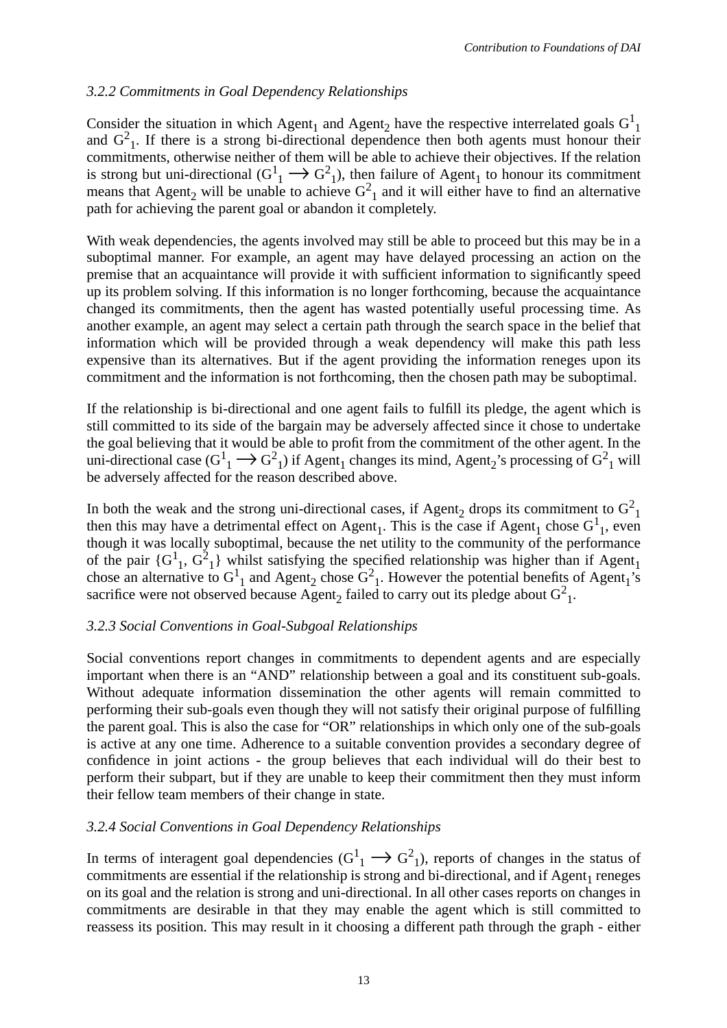### *3.2.2 Commitments in Goal Dependency Relationships*

Consider the situation in which $Agent_1$ and $Agent_2$ have the respective interrelated goals $G^1_1$ and $G^2_1$. If there is a strong bi-directional dependence then both agents must honour their commitments, otherwise neither of them will be able to achieve their objectives. If the relation is strong but uni-directional ($G^1_1 \longrightarrow G^2_1$), then failure of $Agent_1$ to honour its commitment means that $Agent_2$ will be unable to achieve $G^2_1$ and it will either have to find an alternative path for achieving the parent goal or abandon it completely.

With weak dependencies, the agents involved may still be able to proceed but this may be in a suboptimal manner. For example, an agent may have delayed processing an action on the premise that an acquaintance will provide it with sufficient information to significantly speed up its problem solving. If this information is no longer forthcoming, because the acquaintance changed its commitments, then the agent has wasted potentially useful processing time. As another example, an agent may select a certain path through the search space in the belief that information which will be provided through a weak dependency will make this path less expensive than its alternatives. But if the agent providing the information reneges upon its commitment and the information is not forthcoming, then the chosen path may be suboptimal.

If the relationship is bi-directional and one agent fails to fulfill its pledge, the agent which is still committed to its side of the bargain may be adversely affected since it chose to undertake the goal believing that it would be able to profit from the commitment of the other agent. In the uni-directional case ($G^1_1 \longrightarrow G^2_1$) if $Agent_1$ changes its mind, $Agent_2$'s processing of $G^2_1$ will be adversely affected for the reason described above.

In both the weak and the strong uni-directional cases, if $Agent_2$ drops its commitment to $G^2_1$ then this may have a detrimental effect on $Agent_1$. This is the case if $Agent_1$ chose $G^1_1$, even though it was locally suboptimal, because the net utility to the community of the performance of the pair $\{G^1_1, G^2_1\}$ whilst satisfying the specified relationship was higher than if $Agent_1$ chose an alternative to $G^1_1$ and $Agent_2$ chose $G^2_1$. However the potential benefits of $Agent_1$'s sacrifice were not observed because $Agent_2$ failed to carry out its pledge about $G^2_1$.

### *3.2.3 Social Conventions in Goal-Subgoal Relationships*

Social conventions report changes in commitments to dependent agents and are especially important when there is an "AND" relationship between a goal and its constituent sub-goals. Without adequate information dissemination the other agents will remain committed to performing their sub-goals even though they will not satisfy their original purpose of fulfilling the parent goal. This is also the case for "OR" relationships in which only one of the sub-goals is active at any one time. Adherence to a suitable convention provides a secondary degree of confidence in joint actions - the group believes that each individual will do their best to perform their subpart, but if they are unable to keep their commitment then they must inform their fellow team members of their change in state.

### *3.2.4 Social Conventions in Goal Dependency Relationships*

In terms of interagent goal dependencies ($G^1_1 \longrightarrow G^2_1$), reports of changes in the status of commitments are essential if the relationship is strong and bi-directional, and if $Agent_1$ reneges on its goal and the relation is strong and uni-directional. In all other cases reports on changes in commitments are desirable in that they may enable the agent which is still committed to reassess its position. This may result in it choosing a different path through the graph - either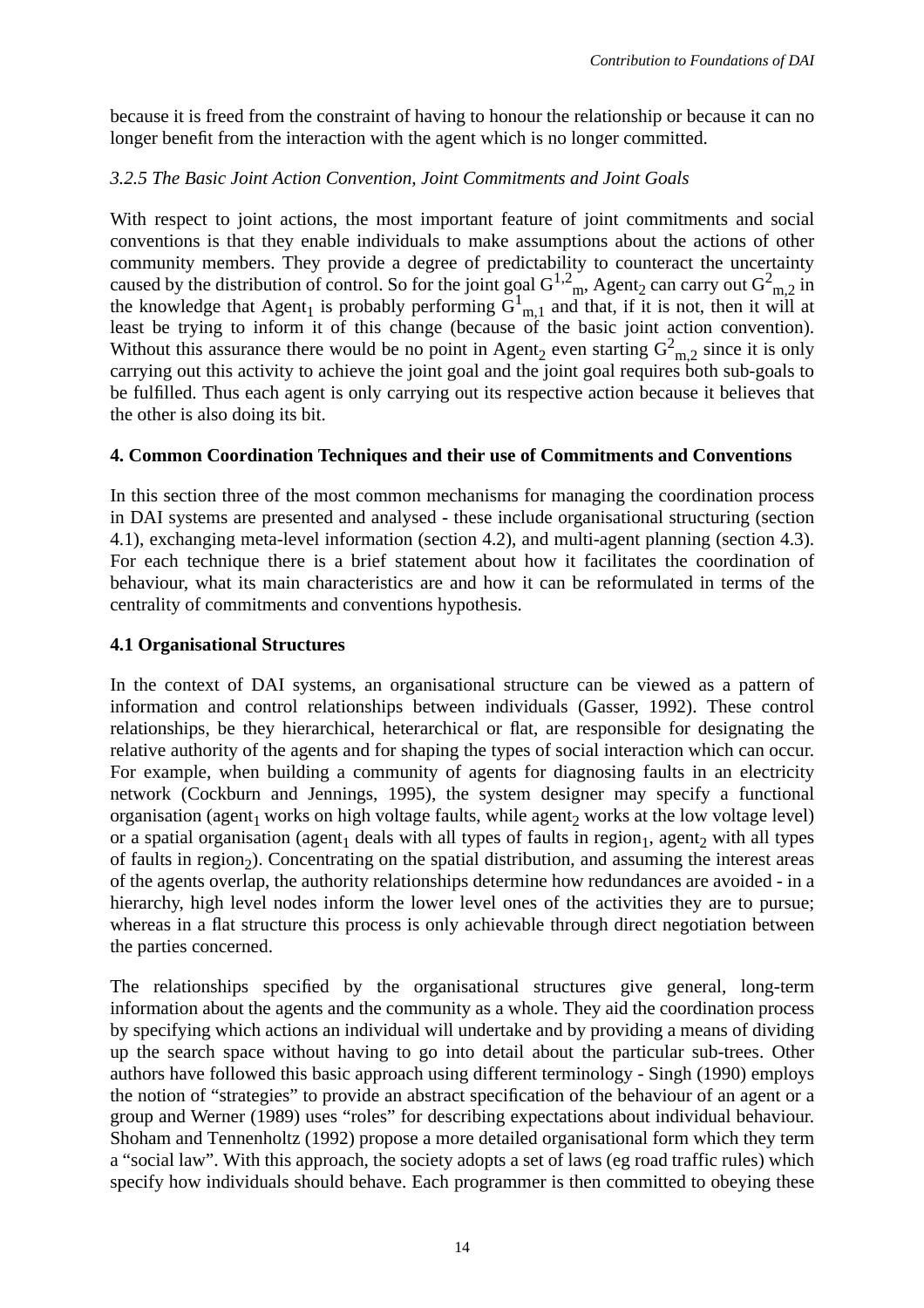because it is freed from the constraint of having to honour the relationship or because it can no longer benefit from the interaction with the agent which is no longer committed.

#### *3.2.5 The Basic Joint Action Convention, Joint Commitments and Joint Goals*

With respect to joint actions, the most important feature of joint commitments and social conventions is that they enable individuals to make assumptions about the actions of other community members. They provide a degree of predictability to counteract the uncertainty caused by the distribution of control. So for the joint goal $G^{1,2}{}_{m}$, $Agent_2$ can carry out $G^{2}{}_{m,2}$ in the knowledge that $Agent_1$ is probably performing $G^{1}{}_{m,1}$ and that, if it is not, then it will at least be trying to inform it of this change (because of the basic joint action convention). Without this assurance there would be no point in $Agent_2$ even starting $G^{2}{}_{m,2}$ since it is only carrying out this activity to achieve the joint goal and the joint goal requires both sub-goals to be fulfilled. Thus each agent is only carrying out its respective action because it believes that the other is also doing its bit.

## 4. Common Coordination Techniques and their use of Commitments and Conventions

In this section three of the most common mechanisms for managing the coordination process in DAI systems are presented and analysed - these include organisational structuring (section 4.1), exchanging meta-level information (section 4.2), and multi-agent planning (section 4.3). For each technique there is a brief statement about how it facilitates the coordination of behaviour, what its main characteristics are and how it can be reformulated in terms of the centrality of commitments and conventions hypothesis.

### 4.1 Organisational Structures

In the context of DAI systems, an organisational structure can be viewed as a pattern of information and control relationships between individuals (Gasser, 1992). These control relationships, be they hierarchical, heterarchical or flat, are responsible for designating the relative authority of the agents and for shaping the types of social interaction which can occur. For example, when building a community of agents for diagnosing faults in an electricity network (Cockburn and Jennings, 1995), the system designer may specify a functional organisation ($agent_1$ works on high voltage faults, while $agent_2$ works at the low voltage level) or a spatial organisation ($agent_1$ deals with all types of faults in $region_1$, $agent_2$ with all types of faults in $region_2$). Concentrating on the spatial distribution, and assuming the interest areas of the agents overlap, the authority relationships determine how redundances are avoided - in a hierarchy, high level nodes inform the lower level ones of the activities they are to pursue; whereas in a flat structure this process is only achievable through direct negotiation between the parties concerned.

The relationships specified by the organisational structures give general, long-term information about the agents and the community as a whole. They aid the coordination process by specifying which actions an individual will undertake and by providing a means of dividing up the search space without having to go into detail about the particular sub-trees. Other authors have followed this basic approach using different terminology - Singh (1990) employs the notion of "strategies" to provide an abstract specification of the behaviour of an agent or a group and Werner (1989) uses "roles" for describing expectations about individual behaviour. Shoham and Tennenholtz (1992) propose a more detailed organisational form which they term a "social law". With this approach, the society adopts a set of laws (eg road traffic rules) which specify how individuals should behave. Each programmer is then committed to obeying these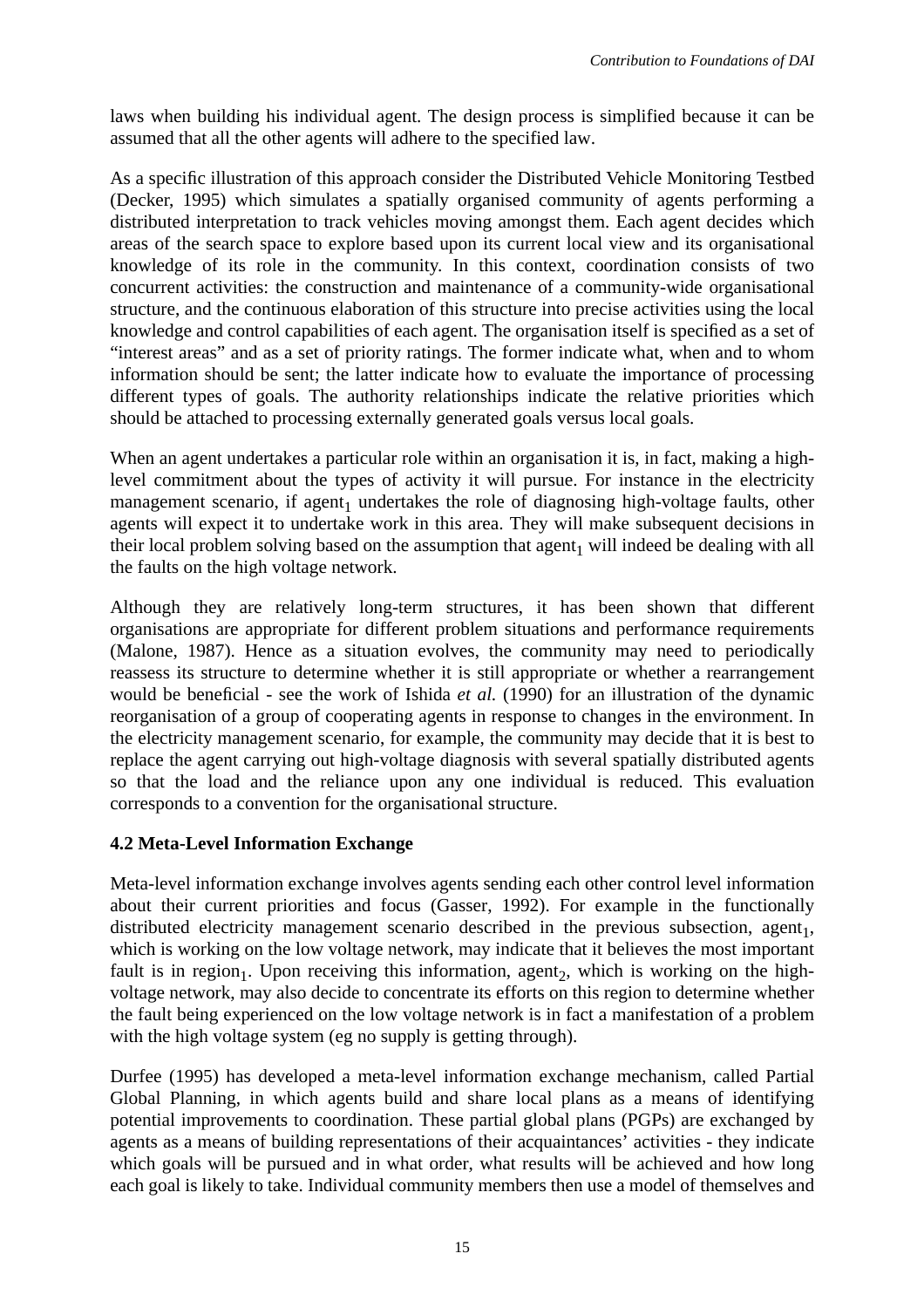laws when building his individual agent. The design process is simplified because it can be assumed that all the other agents will adhere to the specified law.

As a specific illustration of this approach consider the Distributed Vehicle Monitoring Testbed (Decker, 1995) which simulates a spatially organised community of agents performing a distributed interpretation to track vehicles moving amongst them. Each agent decides which areas of the search space to explore based upon its current local view and its organisational knowledge of its role in the community. In this context, coordination consists of two concurrent activities: the construction and maintenance of a community-wide organisational structure, and the continuous elaboration of this structure into precise activities using the local knowledge and control capabilities of each agent. The organisation itself is specified as a set of "interest areas" and as a set of priority ratings. The former indicate what, when and to whom information should be sent; the latter indicate how to evaluate the importance of processing different types of goals. The authority relationships indicate the relative priorities which should be attached to processing externally generated goals versus local goals.

When an agent undertakes a particular role within an organisation it is, in fact, making a high-level commitment about the types of activity it will pursue. For instance in the electricity management scenario, if $agent_1$ undertakes the role of diagnosing high-voltage faults, other agents will expect it to undertake work in this area. They will make subsequent decisions in their local problem solving based on the assumption that $agent_1$ will indeed be dealing with all the faults on the high voltage network.

Although they are relatively long-term structures, it has been shown that different organisations are appropriate for different problem situations and performance requirements (Malone, 1987). Hence as a situation evolves, the community may need to periodically reassess its structure to determine whether it is still appropriate or whether a rearrangement would be beneficial - see the work of Ishida *et al.* (1990) for an illustration of the dynamic reorganisation of a group of cooperating agents in response to changes in the environment. In the electricity management scenario, for example, the community may decide that it is best to replace the agent carrying out high-voltage diagnosis with several spatially distributed agents so that the load and the reliance upon any one individual is reduced. This evaluation corresponds to a convention for the organisational structure.

### 4.2 Meta-Level Information Exchange

Meta-level information exchange involves agents sending each other control level information about their current priorities and focus (Gasser, 1992). For example in the functionally distributed electricity management scenario described in the previous subsection, $agent_1$, which is working on the low voltage network, may indicate that it believes the most important fault is in $region_1$. Upon receiving this information, $agent_2$, which is working on the high-voltage network, may also decide to concentrate its efforts on this region to determine whether the fault being experienced on the low voltage network is in fact a manifestation of a problem with the high voltage system (eg no supply is getting through).

Durfee (1995) has developed a meta-level information exchange mechanism, called Partial Global Planning, in which agents build and share local plans as a means of identifying potential improvements to coordination. These partial global plans (PGPs) are exchanged by agents as a means of building representations of their acquaintances' activities - they indicate which goals will be pursued and in what order, what results will be achieved and how long each goal is likely to take. Individual community members then use a model of themselves and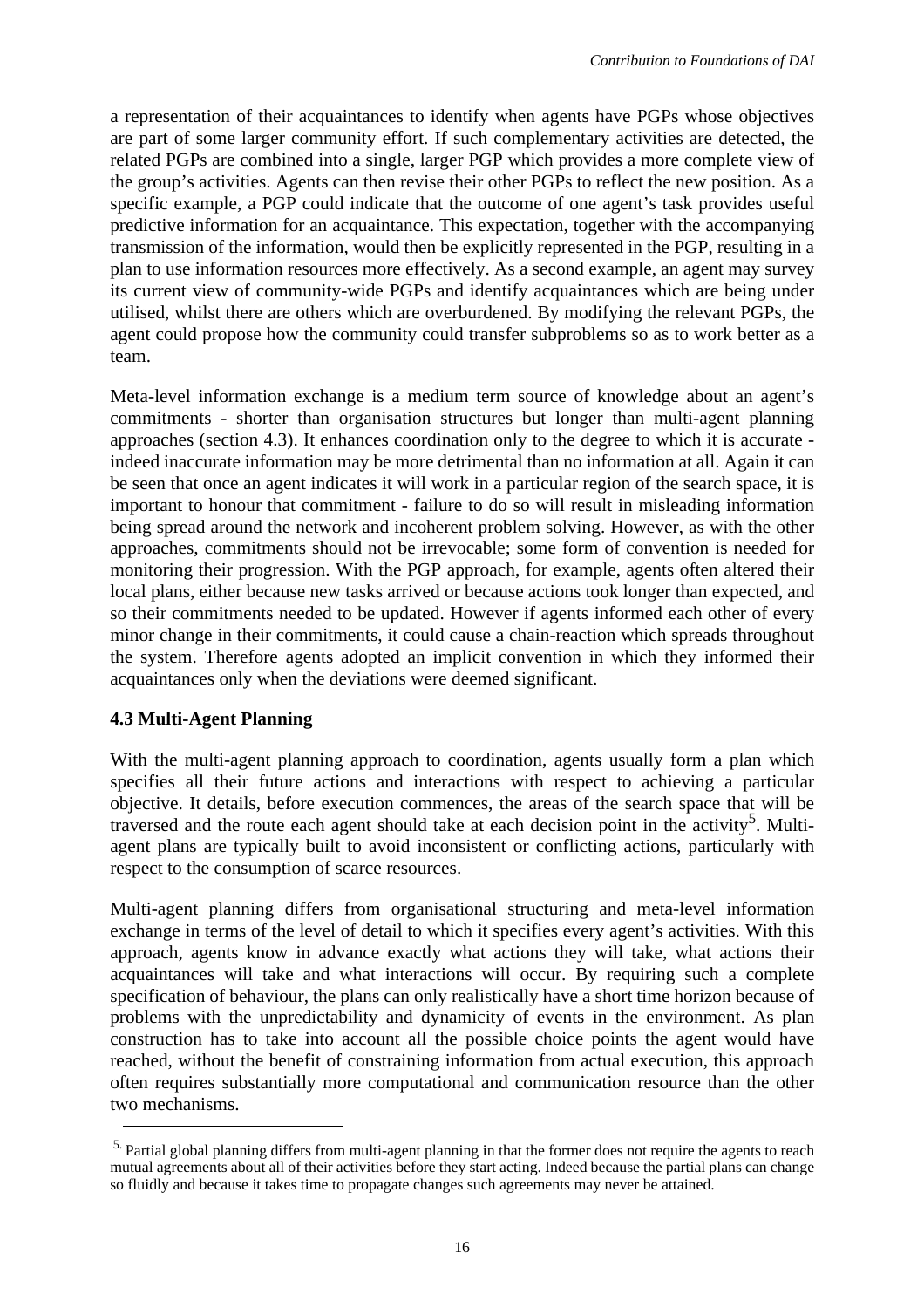a representation of their acquaintances to identify when agents have PGPs whose objectives are part of some larger community effort. If such complementary activities are detected, the related PGPs are combined into a single, larger PGP which provides a more complete view of the group's activities. Agents can then revise their other PGPs to reflect the new position. As a specific example, a PGP could indicate that the outcome of one agent's task provides useful predictive information for an acquaintance. This expectation, together with the accompanying transmission of the information, would then be explicitly represented in the PGP, resulting in a plan to use information resources more effectively. As a second example, an agent may survey its current view of community-wide PGPs and identify acquaintances which are being under utilised, whilst there are others which are overburdened. By modifying the relevant PGPs, the agent could propose how the community could transfer subproblems so as to work better as a team.

Meta-level information exchange is a medium term source of knowledge about an agent's commitments - shorter than organisation structures but longer than multi-agent planning approaches (section 4.3). It enhances coordination only to the degree to which it is accurate - indeed inaccurate information may be more detrimental than no information at all. Again it can be seen that once an agent indicates it will work in a particular region of the search space, it is important to honour that commitment - failure to do so will result in misleading information being spread around the network and incoherent problem solving. However, as with the other approaches, commitments should not be irrevocable; some form of convention is needed for monitoring their progression. With the PGP approach, for example, agents often altered their local plans, either because new tasks arrived or because actions took longer than expected, and so their commitments needed to be updated. However if agents informed each other of every minor change in their commitments, it could cause a chain-reaction which spreads throughout the system. Therefore agents adopted an implicit convention in which they informed their acquaintances only when the deviations were deemed significant.

### 4.3 Multi-Agent Planning

With the multi-agent planning approach to coordination, agents usually form a plan which specifies all their future actions and interactions with respect to achieving a particular objective. It details, before execution commences, the areas of the search space that will be traversed and the route each agent should take at each decision point in the activity[5]. Multi-agent plans are typically built to avoid inconsistent or conflicting actions, particularly with respect to the consumption of scarce resources.

Multi-agent planning differs from organisational structuring and meta-level information exchange in terms of the level of detail to which it specifies every agent's activities. With this approach, agents know in advance exactly what actions they will take, what actions their acquaintances will take and what interactions will occur. By requiring such a complete specification of behaviour, the plans can only realistically have a short time horizon because of problems with the unpredictability and dynamicity of events in the environment. As plan construction has to take into account all the possible choice points the agent would have reached, without the benefit of constraining information from actual execution, this approach often requires substantially more computational and communication resource than the other two mechanisms.

[5] Partial global planning differs from multi-agent planning in that the former does not require the agents to reach mutual agreements about all of their activities before they start acting. Indeed because the partial plans can change so fluidly and because it takes time to propagate changes such agreements may never be attained.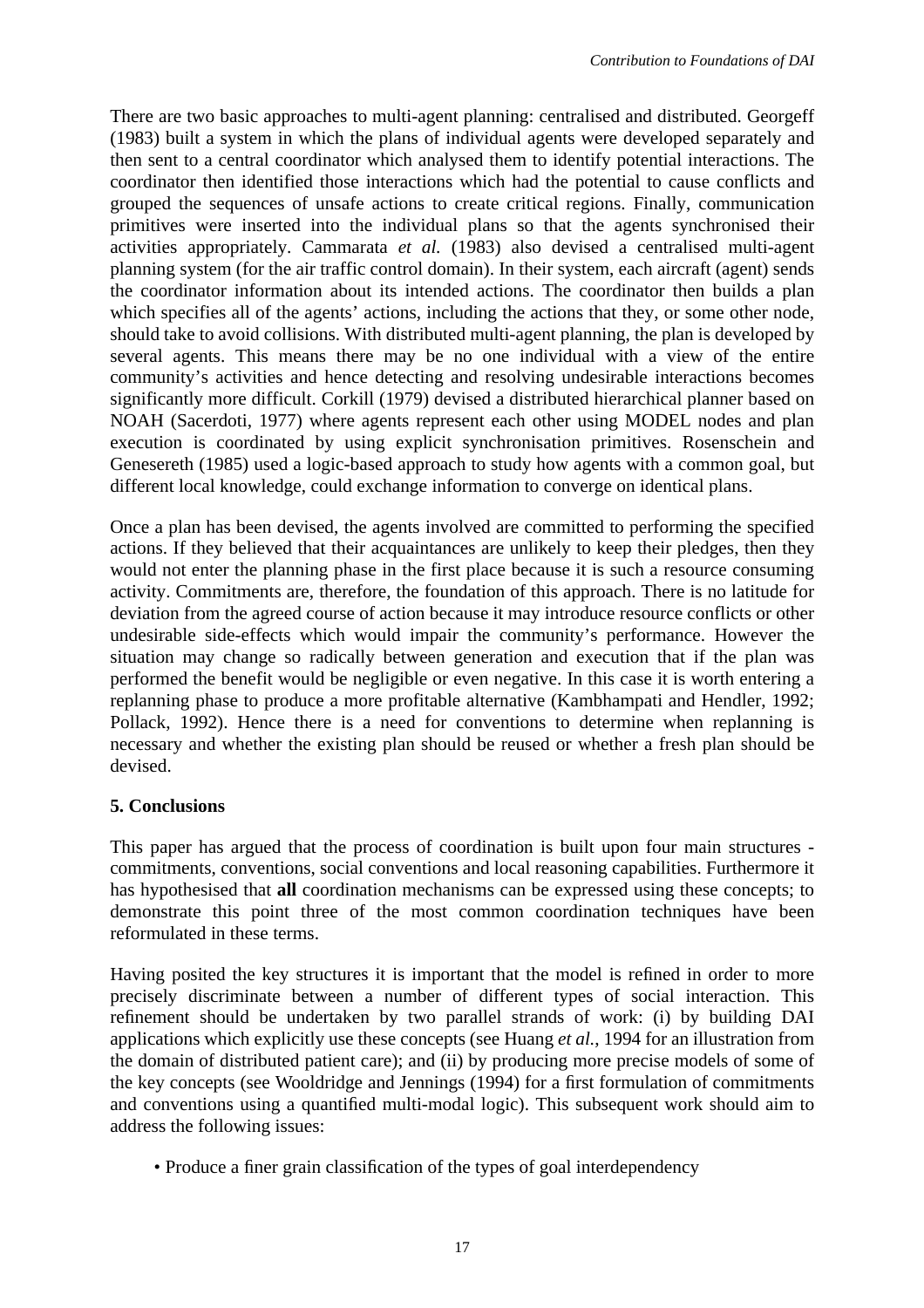There are two basic approaches to multi-agent planning: centralised and distributed. Georgeff (1983) built a system in which the plans of individual agents were developed separately and then sent to a central coordinator which analysed them to identify potential interactions. The coordinator then identified those interactions which had the potential to cause conflicts and grouped the sequences of unsafe actions to create critical regions. Finally, communication primitives were inserted into the individual plans so that the agents synchronised their activities appropriately. Cammarata *et al.* (1983) also devised a centralised multi-agent planning system (for the air traffic control domain). In their system, each aircraft (agent) sends the coordinator information about its intended actions. The coordinator then builds a plan which specifies all of the agents' actions, including the actions that they, or some other node, should take to avoid collisions. With distributed multi-agent planning, the plan is developed by several agents. This means there may be no one individual with a view of the entire community's activities and hence detecting and resolving undesirable interactions becomes significantly more difficult. Corkill (1979) devised a distributed hierarchical planner based on NOAH (Sacerdoti, 1977) where agents represent each other using MODEL nodes and plan execution is coordinated by using explicit synchronisation primitives. Rosenschein and Genesereth (1985) used a logic-based approach to study how agents with a common goal, but different local knowledge, could exchange information to converge on identical plans.

Once a plan has been devised, the agents involved are committed to performing the specified actions. If they believed that their acquaintances are unlikely to keep their pledges, then they would not enter the planning phase in the first place because it is such a resource consuming activity. Commitments are, therefore, the foundation of this approach. There is no latitude for deviation from the agreed course of action because it may introduce resource conflicts or other undesirable side-effects which would impair the community's performance. However the situation may change so radically between generation and execution that if the plan was performed the benefit would be negligible or even negative. In this case it is worth entering a replanning phase to produce a more profitable alternative (Kambhampati and Hendler, 1992; Pollack, 1992). Hence there is a need for conventions to determine when replanning is necessary and whether the existing plan should be reused or whether a fresh plan should be devised.

## 5. Conclusions

This paper has argued that the process of coordination is built upon four main structures - commitments, conventions, social conventions and local reasoning capabilities. Furthermore it has hypothesised that **all** coordination mechanisms can be expressed using these concepts; to demonstrate this point three of the most common coordination techniques have been reformulated in these terms.

Having posited the key structures it is important that the model is refined in order to more precisely discriminate between a number of different types of social interaction. This refinement should be undertaken by two parallel strands of work: (i) by building DAI applications which explicitly use these concepts (see Huang *et al.*, 1994 for an illustration from the domain of distributed patient care); and (ii) by producing more precise models of some of the key concepts (see Wooldridge and Jennings (1994) for a first formulation of commitments and conventions using a quantified multi-modal logic). This subsequent work should aim to address the following issues:

- Produce a finer grain classification of the types of goal interdependency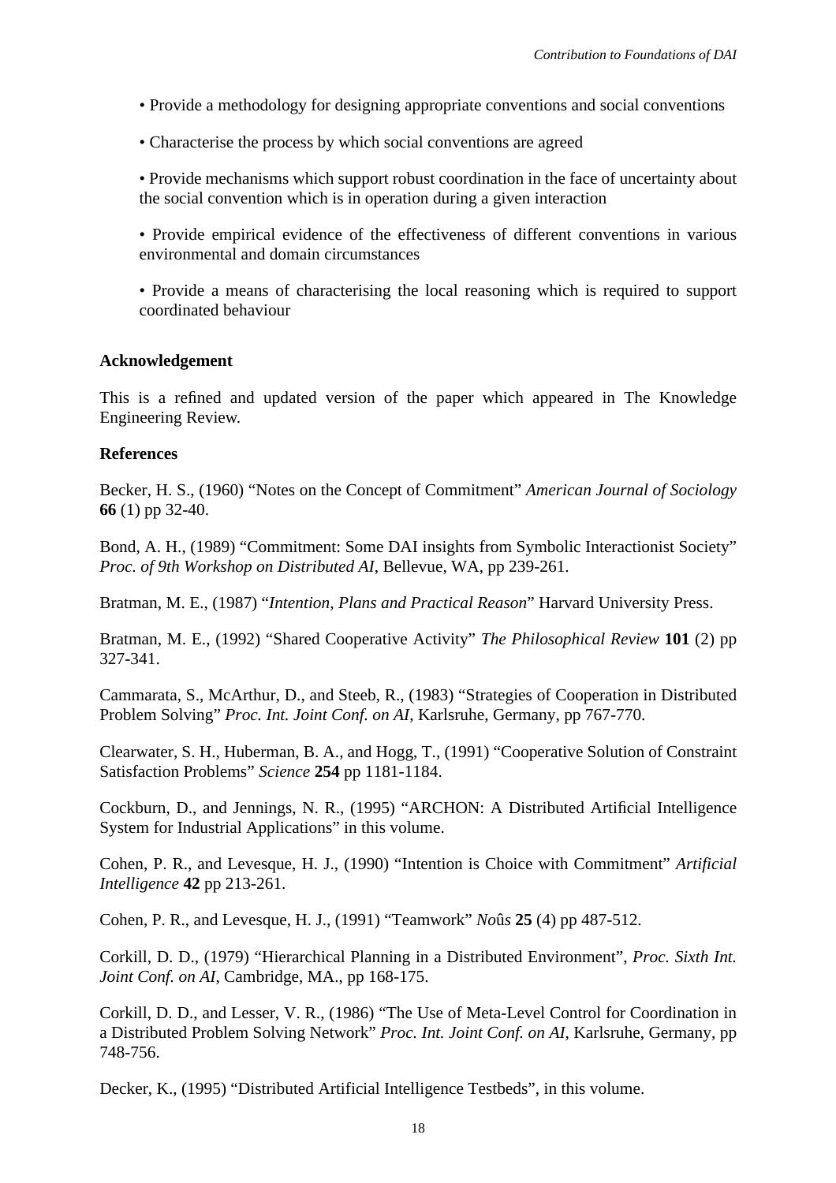- Provide a methodology for designing appropriate conventions and social conventions
- Characterise the process by which social conventions are agreed
- Provide mechanisms which support robust coordination in the face of uncertainty about the social convention which is in operation during a given interaction
- Provide empirical evidence of the effectiveness of different conventions in various environmental and domain circumstances
- Provide a means of characterising the local reasoning which is required to support coordinated behaviour

**Acknowledgement**

This is a refined and updated version of the paper which appeared in The Knowledge Engineering Review.

**References**

Becker, H. S., (1960) "Notes on the Concept of Commitment" *American Journal of Sociology* **66** (1) pp 32-40.

Bond, A. H., (1989) "Commitment: Some DAI insights from Symbolic Interactionist Society" *Proc. of 9th Workshop on Distributed AI*, Bellevue, WA, pp 239-261.

Bratman, M. E., (1987) "*Intention, Plans and Practical Reason*" Harvard University Press.

Bratman, M. E., (1992) "Shared Cooperative Activity" *The Philosophical Review* **101** (2) pp 327-341.

Cammarata, S., McArthur, D., and Steeb, R., (1983) "Strategies of Cooperation in Distributed Problem Solving" *Proc. Int. Joint Conf. on AI*, Karlsruhe, Germany, pp 767-770.

Clearwater, S. H., Huberman, B. A., and Hogg, T., (1991) "Cooperative Solution of Constraint Satisfaction Problems" *Science* **254** pp 1181-1184.

Cockburn, D., and Jennings, N. R., (1995) "ARCHON: A Distributed Artificial Intelligence System for Industrial Applications" in this volume.

Cohen, P. R., and Levesque, H. J., (1990) "Intention is Choice with Commitment" *Artificial Intelligence* **42** pp 213-261.

Cohen, P. R., and Levesque, H. J., (1991) "Teamwork" *Noûs* **25** (4) pp 487-512.

Corkill, D. D., (1979) "Hierarchical Planning in a Distributed Environment", *Proc. Sixth Int. Joint Conf. on AI*, Cambridge, MA., pp 168-175.

Corkill, D. D., and Lesser, V. R., (1986) "The Use of Meta-Level Control for Coordination in a Distributed Problem Solving Network" *Proc. Int. Joint Conf. on AI*, Karlsruhe, Germany, pp 748-756.

Decker, K., (1995) "Distributed Artificial Intelligence Testbeds", in this volume.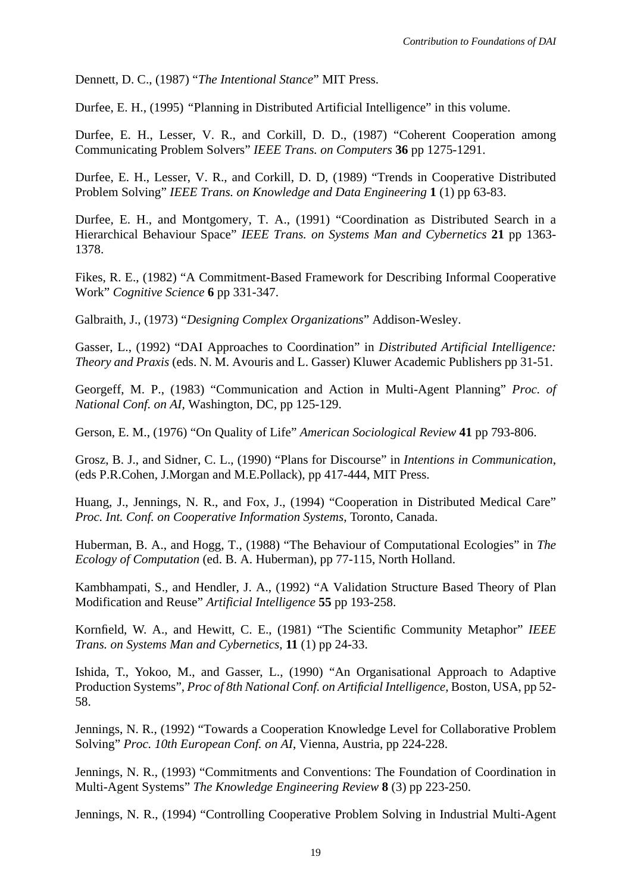Dennett, D. C., (1987) "*The Intentional Stance*" MIT Press.

Durfee, E. H., (1995) "Planning in Distributed Artificial Intelligence" in this volume.

Durfee, E. H., Lesser, V. R., and Corkill, D. D., (1987) "Coherent Cooperation among Communicating Problem Solvers" *IEEE Trans. on Computers* **36** pp 1275-1291.

Durfee, E. H., Lesser, V. R., and Corkill, D. D, (1989) "Trends in Cooperative Distributed Problem Solving" *IEEE Trans. on Knowledge and Data Engineering* **1** (1) pp 63-83.

Durfee, E. H., and Montgomery, T. A., (1991) "Coordination as Distributed Search in a Hierarchical Behaviour Space" *IEEE Trans. on Systems Man and Cybernetics* **21** pp 1363-1378.

Fikes, R. E., (1982) "A Commitment-Based Framework for Describing Informal Cooperative Work" *Cognitive Science* **6** pp 331-347.

Galbraith, J., (1973) "*Designing Complex Organizations*" Addison-Wesley.

Gasser, L., (1992) "DAI Approaches to Coordination" in *Distributed Artificial Intelligence: Theory and Praxis* (eds. N. M. Avouris and L. Gasser) Kluwer Academic Publishers pp 31-51.

Georgeff, M. P., (1983) "Communication and Action in Multi-Agent Planning" *Proc. of National Conf. on AI*, Washington, DC, pp 125-129.

Gerson, E. M., (1976) "On Quality of Life" *American Sociological Review* **41** pp 793-806.

Grosz, B. J., and Sidner, C. L., (1990) "Plans for Discourse" in *Intentions in Communication*, (eds P.R.Cohen, J.Morgan and M.E.Pollack), pp 417-444, MIT Press.

Huang, J., Jennings, N. R., and Fox, J., (1994) "Cooperation in Distributed Medical Care" *Proc. Int. Conf. on Cooperative Information Systems*, Toronto, Canada.

Huberman, B. A., and Hogg, T., (1988) "The Behaviour of Computational Ecologies" in *The Ecology of Computation* (ed. B. A. Huberman), pp 77-115, North Holland.

Kambhampati, S., and Hendler, J. A., (1992) "A Validation Structure Based Theory of Plan Modification and Reuse" *Artificial Intelligence* **55** pp 193-258.

Kornfield, W. A., and Hewitt, C. E., (1981) "The Scientific Community Metaphor" *IEEE Trans. on Systems Man and Cybernetics*, **11** (1) pp 24-33.

Ishida, T., Yokoo, M., and Gasser, L., (1990) "An Organisational Approach to Adaptive Production Systems", *Proc of 8th National Conf. on Artificial Intelligence*, Boston, USA, pp 52-58.

Jennings, N. R., (1992) "Towards a Cooperation Knowledge Level for Collaborative Problem Solving" *Proc. 10th European Conf. on AI*, Vienna, Austria, pp 224-228.

Jennings, N. R., (1993) "Commitments and Conventions: The Foundation of Coordination in Multi-Agent Systems" *The Knowledge Engineering Review* **8** (3) pp 223-250.

Jennings, N. R., (1994) "Controlling Cooperative Problem Solving in Industrial Multi-Agent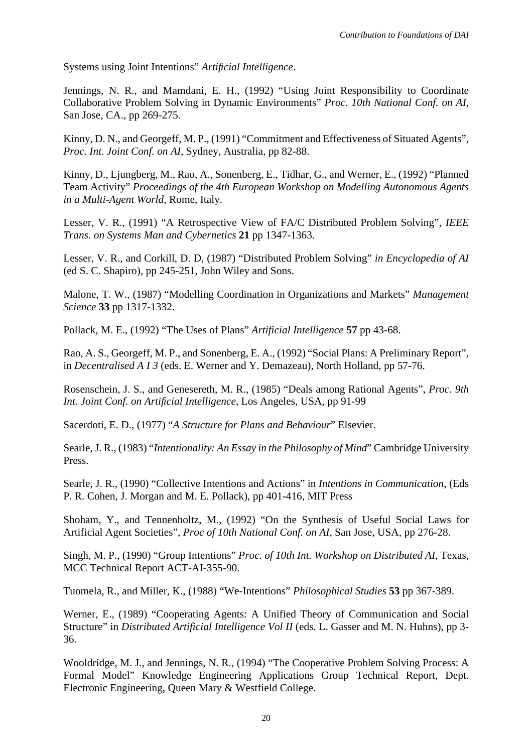Systems using Joint Intentions" *Artificial Intelligence*.

Jennings, N. R., and Mamdani, E. H., (1992) "Using Joint Responsibility to Coordinate Collaborative Problem Solving in Dynamic Environments" *Proc. 10th National Conf. on AI*, San Jose, CA., pp 269-275.

Kinny, D. N., and Georgeff, M. P., (1991) "Commitment and Effectiveness of Situated Agents", *Proc. Int. Joint Conf. on AI*, Sydney, Australia, pp 82-88.

Kinny, D., Ljungberg, M., Rao, A., Sonenberg, E., Tidhar, G., and Werner, E., (1992) "Planned Team Activity" *Proceedings of the 4th European Workshop on Modelling Autonomous Agents in a Multi-Agent World*, Rome, Italy.

Lesser, V. R., (1991) "A Retrospective View of FA/C Distributed Problem Solving", *IEEE Trans. on Systems Man and Cybernetics* **21** pp 1347-1363.

Lesser, V. R., and Corkill, D. D, (1987) "Distributed Problem Solving" *in Encyclopedia of AI* (ed S. C. Shapiro), pp 245-251, John Wiley and Sons.

Malone, T. W., (1987) "Modelling Coordination in Organizations and Markets" *Management Science* **33** pp 1317-1332.

Pollack, M. E., (1992) "The Uses of Plans" *Artificial Intelligence* **57** pp 43-68.

Rao, A. S., Georgeff, M. P., and Sonenberg, E. A., (1992) "Social Plans: A Preliminary Report", in *Decentralised A I 3* (eds. E. Werner and Y. Demazeau), North Holland, pp 57-76.

Rosenschein, J. S., and Genesereth, M. R., (1985) "Deals among Rational Agents", *Proc. 9th Int. Joint Conf. on Artificial Intelligence*, Los Angeles, USA, pp 91-99

Sacerdoti, E. D., (1977) "*A Structure for Plans and Behaviour*" Elsevier.

Searle, J. R., (1983) "*Intentionality: An Essay in the Philosophy of Mind*" Cambridge University Press.

Searle, J. R., (1990) "Collective Intentions and Actions" in *Intentions in Communication*, (Eds P. R. Cohen, J. Morgan and M. E. Pollack), pp 401-416, MIT Press

Shoham, Y., and Tennenholtz, M., (1992) "On the Synthesis of Useful Social Laws for Artificial Agent Societies", *Proc of 10th National Conf. on AI*, San Jose, USA, pp 276-28.

Singh, M. P., (1990) "Group Intentions" *Proc. of 10th Int. Workshop on Distributed AI*, Texas, MCC Technical Report ACT-AI-355-90.

Tuomela, R., and Miller, K., (1988) "We-Intentions" *Philosophical Studies* **53** pp 367-389.

Werner, E., (1989) "Cooperating Agents: A Unified Theory of Communication and Social Structure" in *Distributed Artificial Intelligence Vol II* (eds. L. Gasser and M. N. Huhns), pp 3-36.

Wooldridge, M. J., and Jennings, N. R., (1994) "The Cooperative Problem Solving Process: A Formal Model" Knowledge Engineering Applications Group Technical Report, Dept. Electronic Engineering, Queen Mary & Westfield College.